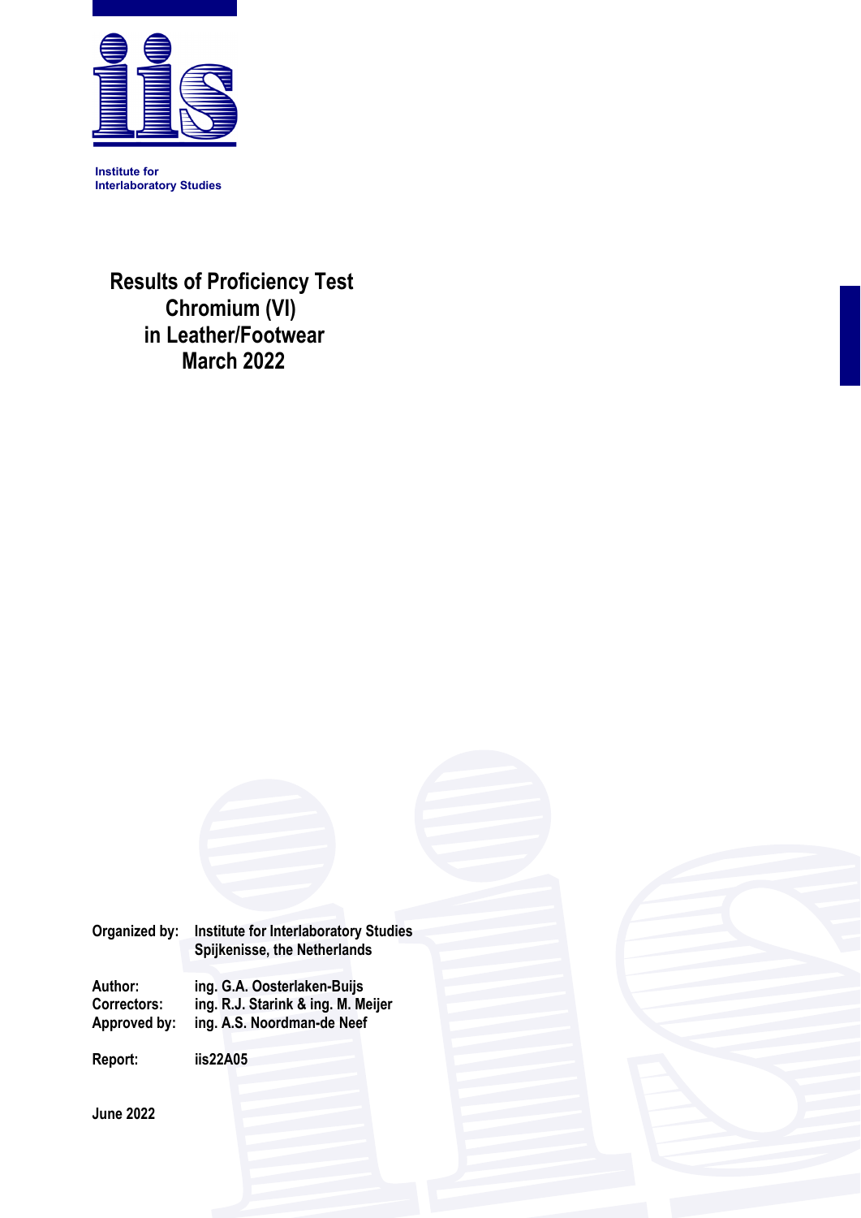Institute for
Interlaboratory Studies

# Results of Proficiency Test Chromium (VI) in Leather/Footwear March 2022

| | |
|---|---|
| **Organized by:** | **Institute for Interlaboratory Studies** |
| | **Spijkenisse, the Netherlands** |
| **Author:** | **ing. G.A. Oosterlaken-Buijs** |
| **Correctors:** | **ing. R.J. Starink & ing. M. Meijer** |
| **Approved by:** | **ing. A.S. Noordman-de Neef** |
| **Report:** | **iis22A05** |

**June 2022**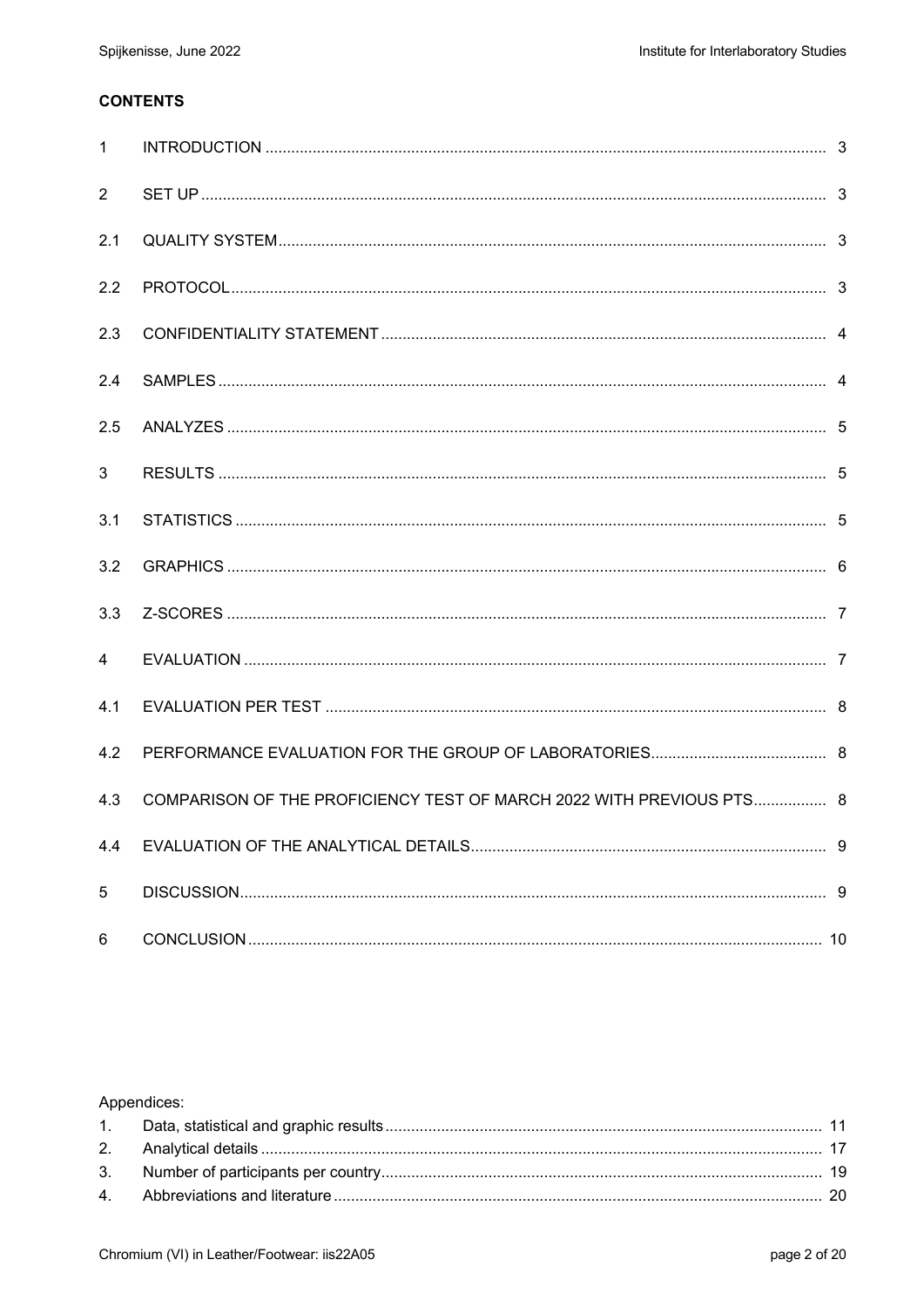**CONTENTS**

| | | |
|---|---|---|
| 1 | INTRODUCTION | 3 |
| 2 | SET UP | 3 |
| 2.1 | QUALITY SYSTEM | 3 |
| 2.2 | PROTOCOL | 3 |
| 2.3 | CONFIDENTIALITY STATEMENT | 4 |
| 2.4 | SAMPLES | 4 |
| 2.5 | ANALYZES | 5 |
| 3 | RESULTS | 5 |
| 3.1 | STATISTICS | 5 |
| 3.2 | GRAPHICS | 6 |
| 3.3 | Z-SCORES | 7 |
| 4 | EVALUATION | 7 |
| 4.1 | EVALUATION PER TEST | 8 |
| 4.2 | PERFORMANCE EVALUATION FOR THE GROUP OF LABORATORIES | 8 |
| 4.3 | COMPARISON OF THE PROFICIENCY TEST OF MARCH 2022 WITH PREVIOUS PTS | 8 |
| 4.4 | EVALUATION OF THE ANALYTICAL DETAILS | 9 |
| 5 | DISCUSSION | 9 |
| 6 | CONCLUSION | 10 |

Appendices:

| | | |
|---|---|---|
| 1. | Data, statistical and graphic results | 11 |
| 2. | Analytical details | 17 |
| 3. | Number of participants per country | 19 |
| 4. | Abbreviations and literature | 20 |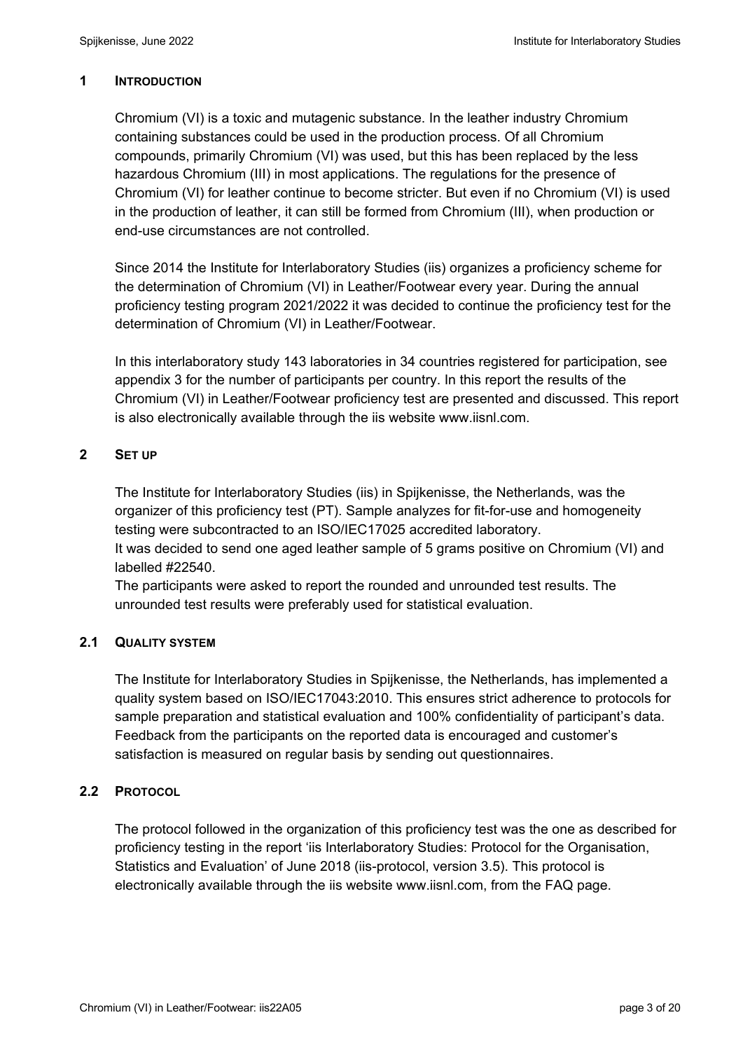## 1 INTRODUCTION

Chromium (VI) is a toxic and mutagenic substance. In the leather industry Chromium containing substances could be used in the production process. Of all Chromium compounds, primarily Chromium (VI) was used, but this has been replaced by the less hazardous Chromium (III) in most applications. The regulations for the presence of Chromium (VI) for leather continue to become stricter. But even if no Chromium (VI) is used in the production of leather, it can still be formed from Chromium (III), when production or end-use circumstances are not controlled.

Since 2014 the Institute for Interlaboratory Studies (iis) organizes a proficiency scheme for the determination of Chromium (VI) in Leather/Footwear every year. During the annual proficiency testing program 2021/2022 it was decided to continue the proficiency test for the determination of Chromium (VI) in Leather/Footwear.

In this interlaboratory study 143 laboratories in 34 countries registered for participation, see appendix 3 for the number of participants per country. In this report the results of the Chromium (VI) in Leather/Footwear proficiency test are presented and discussed. This report is also electronically available through the iis website www.iisnl.com.

## 2 SET UP

The Institute for Interlaboratory Studies (iis) in Spijkenisse, the Netherlands, was the organizer of this proficiency test (PT). Sample analyzes for fit-for-use and homogeneity testing were subcontracted to an ISO/IEC17025 accredited laboratory.
It was decided to send one aged leather sample of 5 grams positive on Chromium (VI) and labelled #22540.
The participants were asked to report the rounded and unrounded test results. The unrounded test results were preferably used for statistical evaluation.

### 2.1 QUALITY SYSTEM

The Institute for Interlaboratory Studies in Spijkenisse, the Netherlands, has implemented a quality system based on ISO/IEC17043:2010. This ensures strict adherence to protocols for sample preparation and statistical evaluation and 100% confidentiality of participant's data. Feedback from the participants on the reported data is encouraged and customer's satisfaction is measured on regular basis by sending out questionnaires.

### 2.2 PROTOCOL

The protocol followed in the organization of this proficiency test was the one as described for proficiency testing in the report 'iis Interlaboratory Studies: Protocol for the Organisation, Statistics and Evaluation' of June 2018 (iis-protocol, version 3.5). This protocol is electronically available through the iis website www.iisnl.com, from the FAQ page.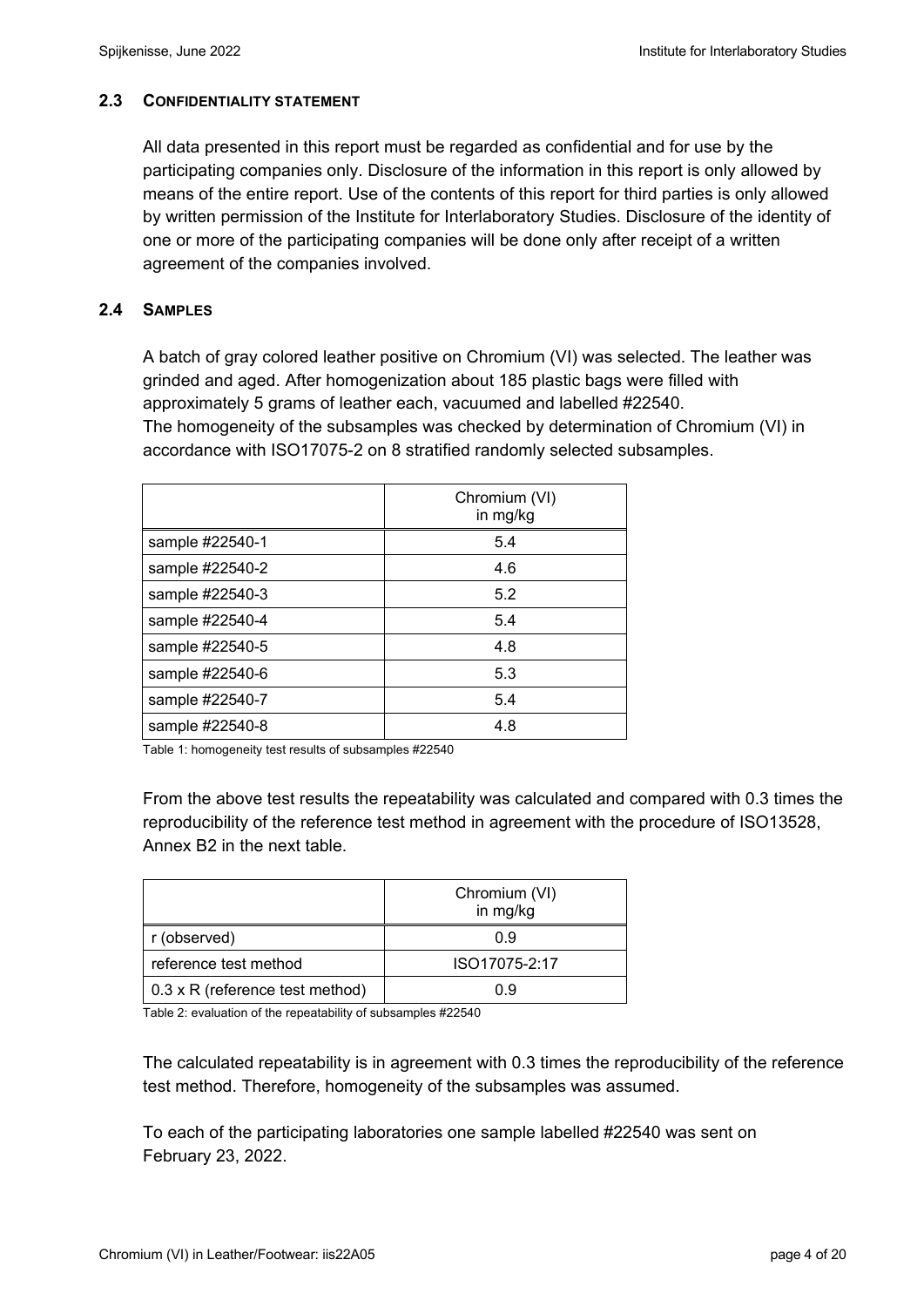### 2.3 CONFIDENTIALITY STATEMENT

All data presented in this report must be regarded as confidential and for use by the participating companies only. Disclosure of the information in this report is only allowed by means of the entire report. Use of the contents of this report for third parties is only allowed by written permission of the Institute for Interlaboratory Studies. Disclosure of the identity of one or more of the participating companies will be done only after receipt of a written agreement of the companies involved.

### 2.4 SAMPLES

A batch of gray colored leather positive on Chromium (VI) was selected. The leather was grinded and aged. After homogenization about 185 plastic bags were filled with approximately 5 grams of leather each, vacuumed and labelled #22540.
The homogeneity of the subsamples was checked by determination of Chromium (VI) in accordance with ISO17075-2 on 8 stratified randomly selected subsamples.

| | Chromium (VI) in mg/kg |
|---|---|
| sample #22540-1 | 5.4 |
| sample #22540-2 | 4.6 |
| sample #22540-3 | 5.2 |
| sample #22540-4 | 5.4 |
| sample #22540-5 | 4.8 |
| sample #22540-6 | 5.3 |
| sample #22540-7 | 5.4 |
| sample #22540-8 | 4.8 |

Table 1: homogeneity test results of subsamples #22540

From the above test results the repeatability was calculated and compared with 0.3 times the reproducibility of the reference test method in agreement with the procedure of ISO13528, Annex B2 in the next table.

| | Chromium (VI) in mg/kg |
|---|---|
| r (observed) | 0.9 |
| reference test method | ISO17075-2:17 |
| 0.3 x R (reference test method) | 0.9 |

Table 2: evaluation of the repeatability of subsamples #22540

The calculated repeatability is in agreement with 0.3 times the reproducibility of the reference test method. Therefore, homogeneity of the subsamples was assumed.

To each of the participating laboratories one sample labelled #22540 was sent on February 23, 2022.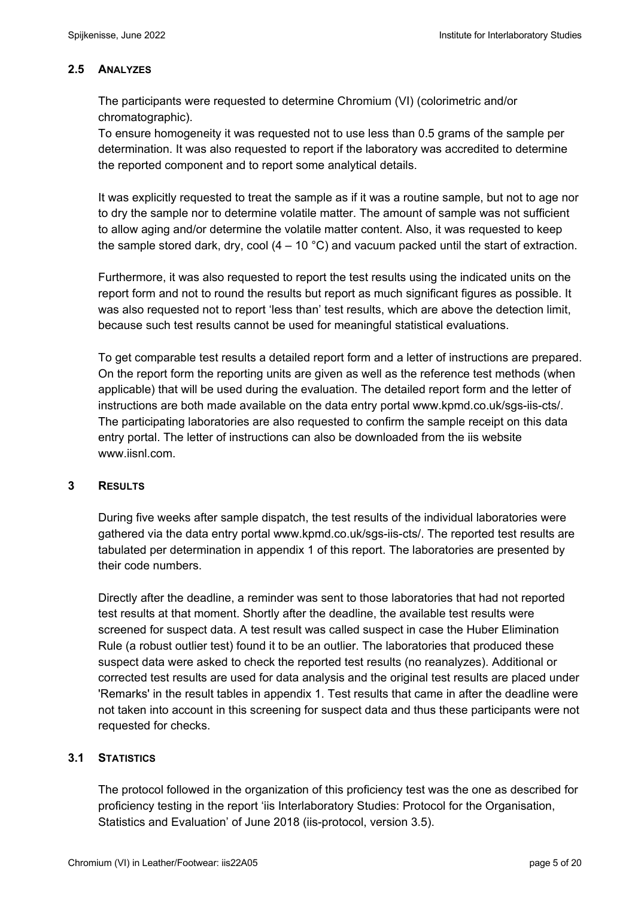## 2.5 ANALYZES

The participants were requested to determine Chromium (VI) (colorimetric and/or chromatographic).
To ensure homogeneity it was requested not to use less than 0.5 grams of the sample per determination. It was also requested to report if the laboratory was accredited to determine the reported component and to report some analytical details.

It was explicitly requested to treat the sample as if it was a routine sample, but not to age nor to dry the sample nor to determine volatile matter. The amount of sample was not sufficient to allow aging and/or determine the volatile matter content. Also, it was requested to keep the sample stored dark, dry, cool (4 – 10 °C) and vacuum packed until the start of extraction.

Furthermore, it was also requested to report the test results using the indicated units on the report form and not to round the results but report as much significant figures as possible. It was also requested not to report 'less than' test results, which are above the detection limit, because such test results cannot be used for meaningful statistical evaluations.

To get comparable test results a detailed report form and a letter of instructions are prepared. On the report form the reporting units are given as well as the reference test methods (when applicable) that will be used during the evaluation. The detailed report form and the letter of instructions are both made available on the data entry portal www.kpmd.co.uk/sgs-iis-cts/. The participating laboratories are also requested to confirm the sample receipt on this data entry portal. The letter of instructions can also be downloaded from the iis website www.iisnl.com.

# 3 RESULTS

During five weeks after sample dispatch, the test results of the individual laboratories were gathered via the data entry portal www.kpmd.co.uk/sgs-iis-cts/. The reported test results are tabulated per determination in appendix 1 of this report. The laboratories are presented by their code numbers.

Directly after the deadline, a reminder was sent to those laboratories that had not reported test results at that moment. Shortly after the deadline, the available test results were screened for suspect data. A test result was called suspect in case the Huber Elimination Rule (a robust outlier test) found it to be an outlier. The laboratories that produced these suspect data were asked to check the reported test results (no reanalyzes). Additional or corrected test results are used for data analysis and the original test results are placed under 'Remarks' in the result tables in appendix 1. Test results that came in after the deadline were not taken into account in this screening for suspect data and thus these participants were not requested for checks.

## 3.1 STATISTICS

The protocol followed in the organization of this proficiency test was the one as described for proficiency testing in the report 'iis Interlaboratory Studies: Protocol for the Organisation, Statistics and Evaluation' of June 2018 (iis-protocol, version 3.5).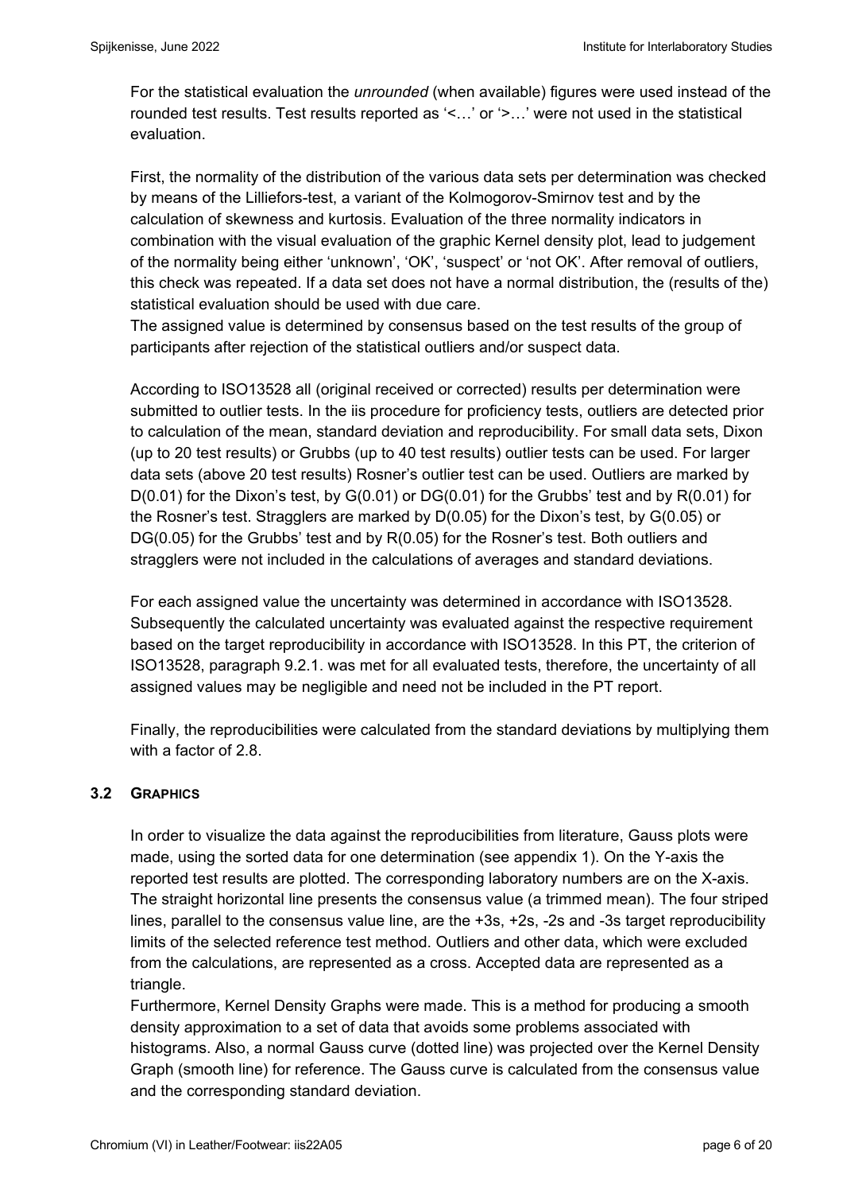For the statistical evaluation the *unrounded* (when available) figures were used instead of the rounded test results. Test results reported as '<…' or '>…' were not used in the statistical evaluation.

First, the normality of the distribution of the various data sets per determination was checked by means of the Lilliefors-test, a variant of the Kolmogorov-Smirnov test and by the calculation of skewness and kurtosis. Evaluation of the three normality indicators in combination with the visual evaluation of the graphic Kernel density plot, lead to judgement of the normality being either 'unknown', 'OK', 'suspect' or 'not OK'. After removal of outliers, this check was repeated. If a data set does not have a normal distribution, the (results of the) statistical evaluation should be used with due care.
The assigned value is determined by consensus based on the test results of the group of participants after rejection of the statistical outliers and/or suspect data.

According to ISO13528 all (original received or corrected) results per determination were submitted to outlier tests. In the iis procedure for proficiency tests, outliers are detected prior to calculation of the mean, standard deviation and reproducibility. For small data sets, Dixon (up to 20 test results) or Grubbs (up to 40 test results) outlier tests can be used. For larger data sets (above 20 test results) Rosner's outlier test can be used. Outliers are marked by D(0.01) for the Dixon's test, by G(0.01) or DG(0.01) for the Grubbs' test and by R(0.01) for the Rosner's test. Stragglers are marked by D(0.05) for the Dixon's test, by G(0.05) or DG(0.05) for the Grubbs' test and by R(0.05) for the Rosner's test. Both outliers and stragglers were not included in the calculations of averages and standard deviations.

For each assigned value the uncertainty was determined in accordance with ISO13528. Subsequently the calculated uncertainty was evaluated against the respective requirement based on the target reproducibility in accordance with ISO13528. In this PT, the criterion of ISO13528, paragraph 9.2.1. was met for all evaluated tests, therefore, the uncertainty of all assigned values may be negligible and need not be included in the PT report.

Finally, the reproducibilities were calculated from the standard deviations by multiplying them with a factor of 2.8.

### 3.2 GRAPHICS

In order to visualize the data against the reproducibilities from literature, Gauss plots were made, using the sorted data for one determination (see appendix 1). On the Y-axis the reported test results are plotted. The corresponding laboratory numbers are on the X-axis. The straight horizontal line presents the consensus value (a trimmed mean). The four striped lines, parallel to the consensus value line, are the +3s, +2s, -2s and -3s target reproducibility limits of the selected reference test method. Outliers and other data, which were excluded from the calculations, are represented as a cross. Accepted data are represented as a triangle.
Furthermore, Kernel Density Graphs were made. This is a method for producing a smooth density approximation to a set of data that avoids some problems associated with histograms. Also, a normal Gauss curve (dotted line) was projected over the Kernel Density Graph (smooth line) for reference. The Gauss curve is calculated from the consensus value and the corresponding standard deviation.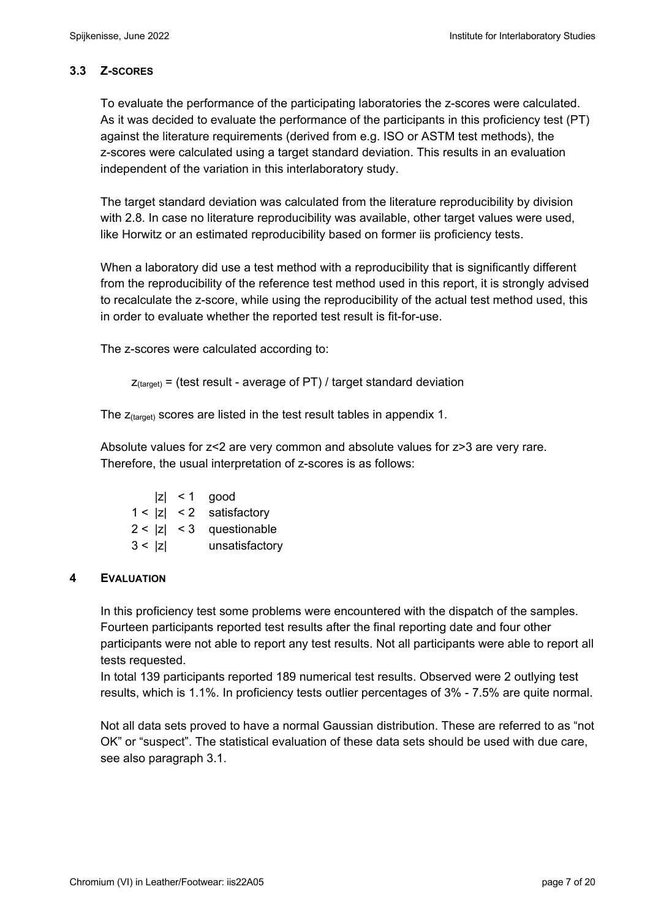### 3.3 Z-SCORES

To evaluate the performance of the participating laboratories the z-scores were calculated. As it was decided to evaluate the performance of the participants in this proficiency test (PT) against the literature requirements (derived from e.g. ISO or ASTM test methods), the z-scores were calculated using a target standard deviation. This results in an evaluation independent of the variation in this interlaboratory study.

The target standard deviation was calculated from the literature reproducibility by division with 2.8. In case no literature reproducibility was available, other target values were used, like Horwitz or an estimated reproducibility based on former iis proficiency tests.

When a laboratory did use a test method with a reproducibility that is significantly different from the reproducibility of the reference test method used in this report, it is strongly advised to recalculate the z-score, while using the reproducibility of the actual test method used, this in order to evaluate whether the reported test result is fit-for-use.

The z-scores were calculated according to:

$$z_{(target)} = \text{(test result - average of PT) / target standard deviation}$$

The $z_{(target)}$ scores are listed in the test result tables in appendix 1.

Absolute values for z<2 are very common and absolute values for z>3 are very rare. Therefore, the usual interpretation of z-scores is as follows:

| | |
|---|---|
| $\lvert z \rvert < 1$ | good |
| $1 < \lvert z \rvert < 2$ | satisfactory |
| $2 < \lvert z \rvert < 3$ | questionable |
| $3 < \lvert z \rvert$ | unsatisfactory |

## 4 EVALUATION

In this proficiency test some problems were encountered with the dispatch of the samples. Fourteen participants reported test results after the final reporting date and four other participants were not able to report any test results. Not all participants were able to report all tests requested.

In total 139 participants reported 189 numerical test results. Observed were 2 outlying test results, which is 1.1%. In proficiency tests outlier percentages of 3% - 7.5% are quite normal.

Not all data sets proved to have a normal Gaussian distribution. These are referred to as "not OK" or "suspect". The statistical evaluation of these data sets should be used with due care, see also paragraph 3.1.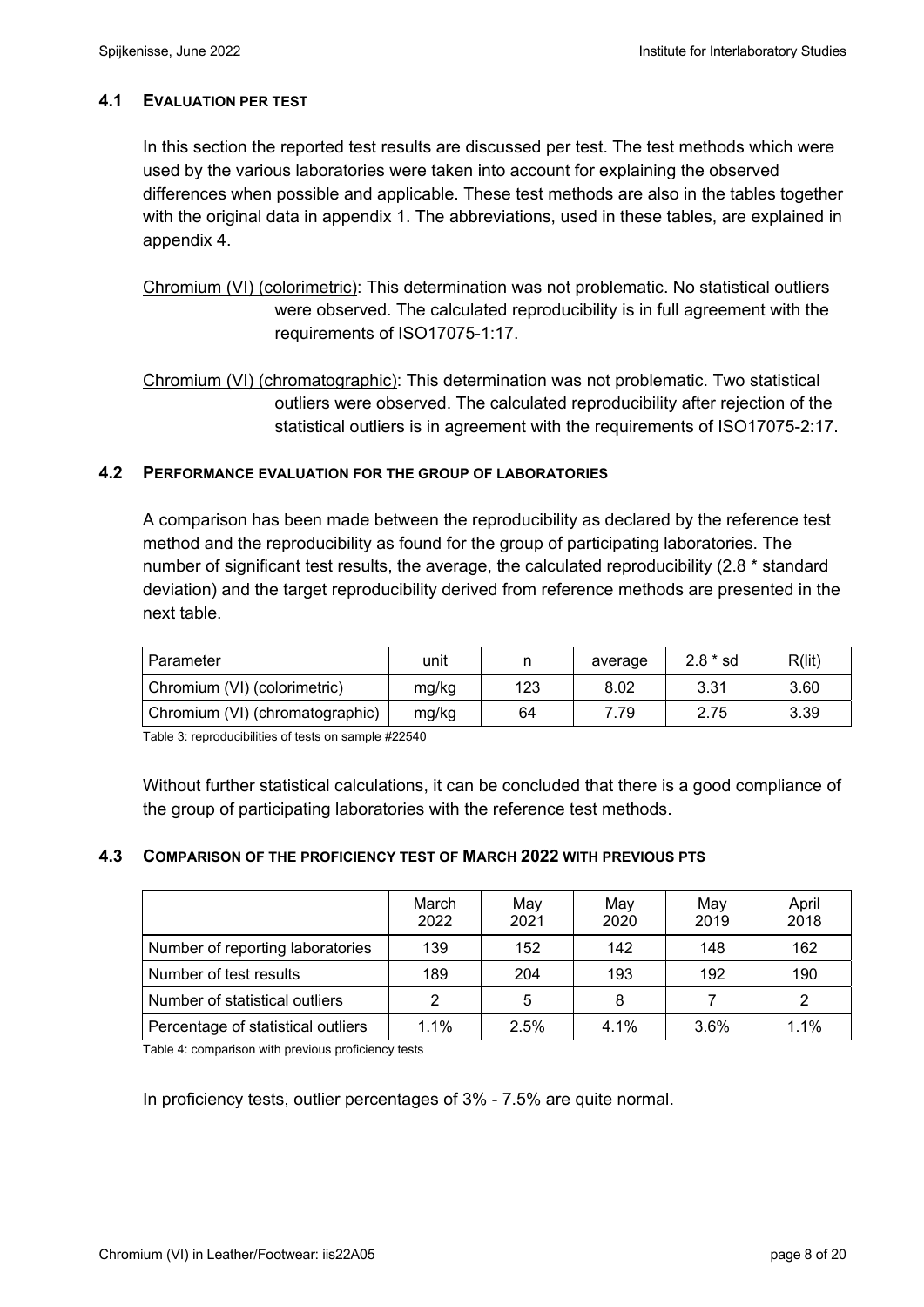### 4.1 EVALUATION PER TEST

In this section the reported test results are discussed per test. The test methods which were used by the various laboratories were taken into account for explaining the observed differences when possible and applicable. These test methods are also in the tables together with the original data in appendix 1. The abbreviations, used in these tables, are explained in appendix 4.

Chromium (VI) (colorimetric): This determination was not problematic. No statistical outliers were observed. The calculated reproducibility is in full agreement with the requirements of ISO17075-1:17.

Chromium (VI) (chromatographic): This determination was not problematic. Two statistical outliers were observed. The calculated reproducibility after rejection of the statistical outliers is in agreement with the requirements of ISO17075-2:17.

### 4.2 PERFORMANCE EVALUATION FOR THE GROUP OF LABORATORIES

A comparison has been made between the reproducibility as declared by the reference test method and the reproducibility as found for the group of participating laboratories. The number of significant test results, the average, the calculated reproducibility (2.8 * standard deviation) and the target reproducibility derived from reference methods are presented in the next table.

| Parameter | unit | n | average | 2.8 * sd | R(lit) |
|---|---|---|---|---|---|
| Chromium (VI) (colorimetric) | mg/kg | 123 | 8.02 | 3.31 | 3.60 |
| Chromium (VI) (chromatographic) | mg/kg | 64 | 7.79 | 2.75 | 3.39 |

Table 3: reproducibilities of tests on sample #22540

Without further statistical calculations, it can be concluded that there is a good compliance of the group of participating laboratories with the reference test methods.

### 4.3 COMPARISON OF THE PROFICIENCY TEST OF MARCH 2022 WITH PREVIOUS PTS

| | March 2022 | May 2021 | May 2020 | May 2019 | April 2018 |
|---|---|---|---|---|---|
| Number of reporting laboratories | 139 | 152 | 142 | 148 | 162 |
| Number of test results | 189 | 204 | 193 | 192 | 190 |
| Number of statistical outliers | 2 | 5 | 8 | 7 | 2 |
| Percentage of statistical outliers | 1.1% | 2.5% | 4.1% | 3.6% | 1.1% |

Table 4: comparison with previous proficiency tests

In proficiency tests, outlier percentages of 3% - 7.5% are quite normal.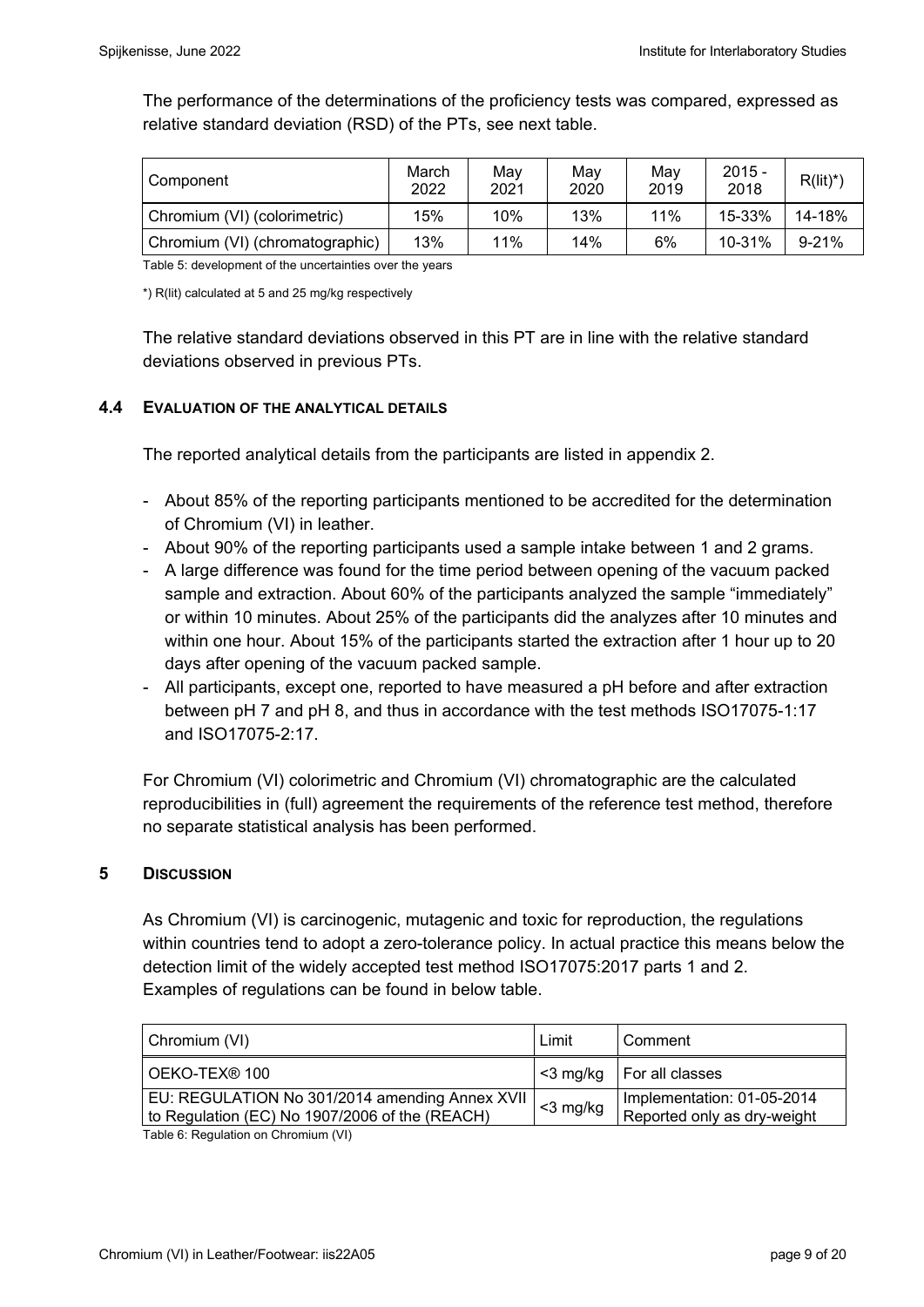The performance of the determinations of the proficiency tests was compared, expressed as relative standard deviation (RSD) of the PTs, see next table.

| Component | March 2022 | May 2021 | May 2020 | May 2019 | 2015 - 2018 | R(lit)*) |
|---|---|---|---|---|---|---|
| Chromium (VI) (colorimetric) | 15% | 10% | 13% | 11% | 15-33% | 14-18% |
| Chromium (VI) (chromatographic) | 13% | 11% | 14% | 6% | 10-31% | 9-21% |

Table 5: development of the uncertainties over the years

*) R(lit) calculated at 5 and 25 mg/kg respectively

The relative standard deviations observed in this PT are in line with the relative standard deviations observed in previous PTs.

### 4.4 EVALUATION OF THE ANALYTICAL DETAILS

The reported analytical details from the participants are listed in appendix 2.

- About 85% of the reporting participants mentioned to be accredited for the determination of Chromium (VI) in leather.
- About 90% of the reporting participants used a sample intake between 1 and 2 grams.
- A large difference was found for the time period between opening of the vacuum packed sample and extraction. About 60% of the participants analyzed the sample "immediately" or within 10 minutes. About 25% of the participants did the analyzes after 10 minutes and within one hour. About 15% of the participants started the extraction after 1 hour up to 20 days after opening of the vacuum packed sample.
- All participants, except one, reported to have measured a pH before and after extraction between pH 7 and pH 8, and thus in accordance with the test methods ISO17075-1:17 and ISO17075-2:17.

For Chromium (VI) colorimetric and Chromium (VI) chromatographic are the calculated reproducibilities in (full) agreement the requirements of the reference test method, therefore no separate statistical analysis has been performed.

## 5 DISCUSSION

As Chromium (VI) is carcinogenic, mutagenic and toxic for reproduction, the regulations within countries tend to adopt a zero-tolerance policy. In actual practice this means below the detection limit of the widely accepted test method ISO17075:2017 parts 1 and 2. Examples of regulations can be found in below table.

| Chromium (VI) | Limit | Comment |
|---|---|---|
| OEKO-TEX® 100 | <3 mg/kg | For all classes |
| EU: REGULATION No 301/2014 amending Annex XVII to Regulation (EC) No 1907/2006 of the (REACH) | <3 mg/kg | Implementation: 01-05-2014 Reported only as dry-weight |

Table 6: Regulation on Chromium (VI)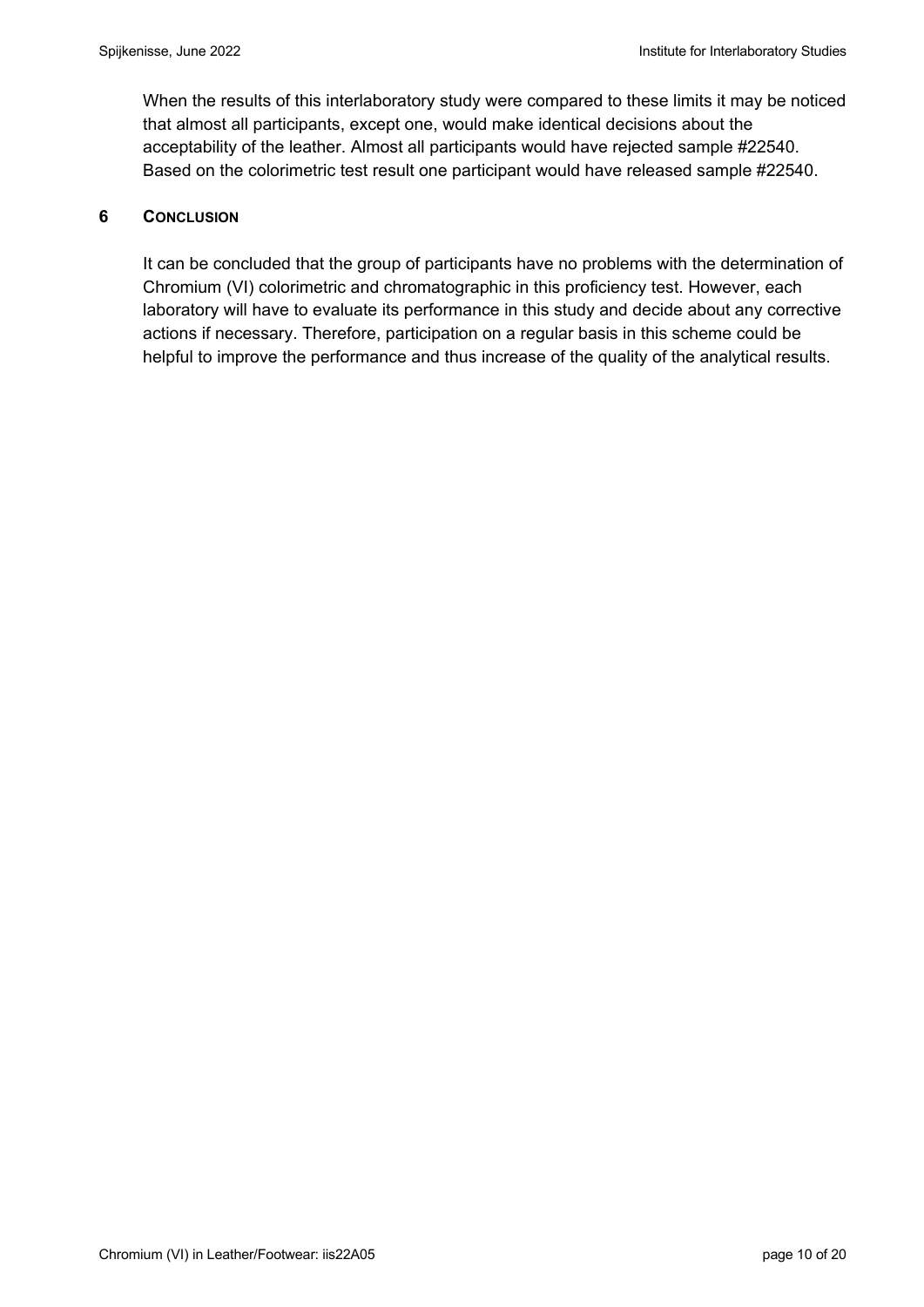When the results of this interlaboratory study were compared to these limits it may be noticed that almost all participants, except one, would make identical decisions about the acceptability of the leather. Almost all participants would have rejected sample #22540. Based on the colorimetric test result one participant would have released sample #22540.

## 6 CONCLUSION

It can be concluded that the group of participants have no problems with the determination of Chromium (VI) colorimetric and chromatographic in this proficiency test. However, each laboratory will have to evaluate its performance in this study and decide about any corrective actions if necessary. Therefore, participation on a regular basis in this scheme could be helpful to improve the performance and thus increase of the quality of the analytical results.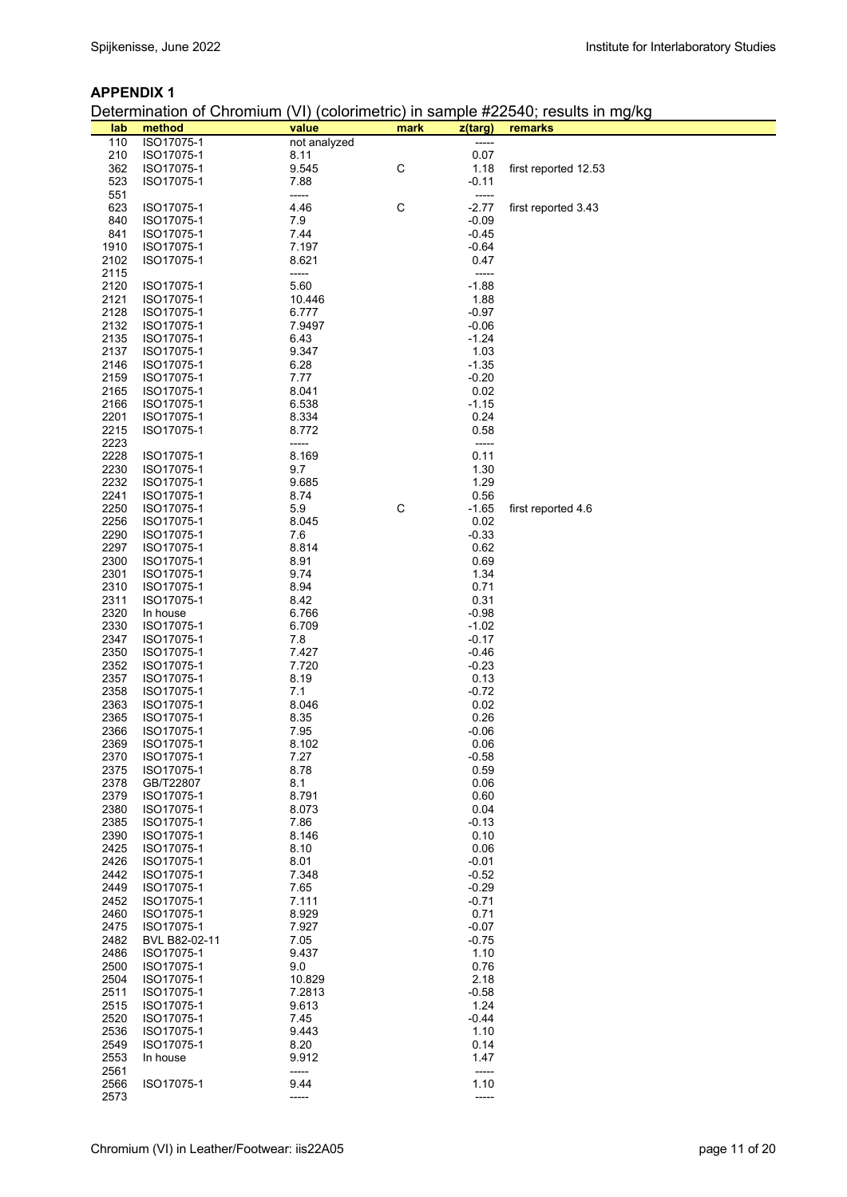**APPENDIX 1**

Determination of Chromium (VI) (colorimetric) in sample #22540; results in mg/kg

| lab | method | value | mark | z(targ) | remarks |
|---|---|---|---|---|---|
| 110 | ISO17075-1 | not analyzed | | ----- | |
| 210 | ISO17075-1 | 8.11 | | 0.07 | |
| 362 | ISO17075-1 | 9.545 | C | 1.18 | first reported 12.53 |
| 523 | ISO17075-1 | 7.88 | | -0.11 | |
| 551 | | ----- | | ----- | |
| 623 | ISO17075-1 | 4.46 | C | -2.77 | first reported 3.43 |
| 840 | ISO17075-1 | 7.9 | | -0.09 | |
| 841 | ISO17075-1 | 7.44 | | -0.45 | |
| 1910 | ISO17075-1 | 7.197 | | -0.64 | |
| 2102 | ISO17075-1 | 8.621 | | 0.47 | |
| 2115 | | ----- | | ----- | |
| 2120 | ISO17075-1 | 5.60 | | -1.88 | |
| 2121 | ISO17075-1 | 10.446 | | 1.88 | |
| 2128 | ISO17075-1 | 6.777 | | -0.97 | |
| 2132 | ISO17075-1 | 7.9497 | | -0.06 | |
| 2135 | ISO17075-1 | 6.43 | | -1.24 | |
| 2137 | ISO17075-1 | 9.347 | | 1.03 | |
| 2146 | ISO17075-1 | 6.28 | | -1.35 | |
| 2159 | ISO17075-1 | 7.77 | | -0.20 | |
| 2165 | ISO17075-1 | 8.041 | | 0.02 | |
| 2166 | ISO17075-1 | 6.538 | | -1.15 | |
| 2201 | ISO17075-1 | 8.334 | | 0.24 | |
| 2215 | ISO17075-1 | 8.772 | | 0.58 | |
| 2223 | | ----- | | ----- | |
| 2228 | ISO17075-1 | 8.169 | | 0.11 | |
| 2230 | ISO17075-1 | 9.7 | | 1.30 | |
| 2232 | ISO17075-1 | 9.685 | | 1.29 | |
| 2241 | ISO17075-1 | 8.74 | | 0.56 | |
| 2250 | ISO17075-1 | 5.9 | C | -1.65 | first reported 4.6 |
| 2256 | ISO17075-1 | 8.045 | | 0.02 | |
| 2290 | ISO17075-1 | 7.6 | | -0.33 | |
| 2297 | ISO17075-1 | 8.814 | | 0.62 | |
| 2300 | ISO17075-1 | 8.91 | | 0.69 | |
| 2301 | ISO17075-1 | 9.74 | | 1.34 | |
| 2310 | ISO17075-1 | 8.94 | | 0.71 | |
| 2311 | ISO17075-1 | 8.42 | | 0.31 | |
| 2320 | In house | 6.766 | | -0.98 | |
| 2330 | ISO17075-1 | 6.709 | | -1.02 | |
| 2347 | ISO17075-1 | 7.8 | | -0.17 | |
| 2350 | ISO17075-1 | 7.427 | | -0.46 | |
| 2352 | ISO17075-1 | 7.720 | | -0.23 | |
| 2357 | ISO17075-1 | 8.19 | | 0.13 | |
| 2358 | ISO17075-1 | 7.1 | | -0.72 | |
| 2363 | ISO17075-1 | 8.046 | | 0.02 | |
| 2365 | ISO17075-1 | 8.35 | | 0.26 | |
| 2366 | ISO17075-1 | 7.95 | | -0.06 | |
| 2369 | ISO17075-1 | 8.102 | | 0.06 | |
| 2370 | ISO17075-1 | 7.27 | | -0.58 | |
| 2375 | ISO17075-1 | 8.78 | | 0.59 | |
| 2378 | GB/T22807 | 8.1 | | 0.06 | |
| 2379 | ISO17075-1 | 8.791 | | 0.60 | |
| 2380 | ISO17075-1 | 8.073 | | 0.04 | |
| 2385 | ISO17075-1 | 7.86 | | -0.13 | |
| 2390 | ISO17075-1 | 8.146 | | 0.10 | |
| 2425 | ISO17075-1 | 8.10 | | 0.06 | |
| 2426 | ISO17075-1 | 8.01 | | -0.01 | |
| 2442 | ISO17075-1 | 7.348 | | -0.52 | |
| 2449 | ISO17075-1 | 7.65 | | -0.29 | |
| 2452 | ISO17075-1 | 7.111 | | -0.71 | |
| 2460 | ISO17075-1 | 8.929 | | 0.71 | |
| 2475 | ISO17075-1 | 7.927 | | -0.07 | |
| 2482 | BVL B82-02-11 | 7.05 | | -0.75 | |
| 2486 | ISO17075-1 | 9.437 | | 1.10 | |
| 2500 | ISO17075-1 | 9.0 | | 0.76 | |
| 2504 | ISO17075-1 | 10.829 | | 2.18 | |
| 2511 | ISO17075-1 | 7.2813 | | -0.58 | |
| 2515 | ISO17075-1 | 9.613 | | 1.24 | |
| 2520 | ISO17075-1 | 7.45 | | -0.44 | |
| 2536 | ISO17075-1 | 9.443 | | 1.10 | |
| 2549 | ISO17075-1 | 8.20 | | 0.14 | |
| 2553 | In house | 9.912 | | 1.47 | |
| 2561 | | ----- | | ----- | |
| 2566 | ISO17075-1 | 9.44 | | 1.10 | |
| 2573 | | ----- | | ----- | |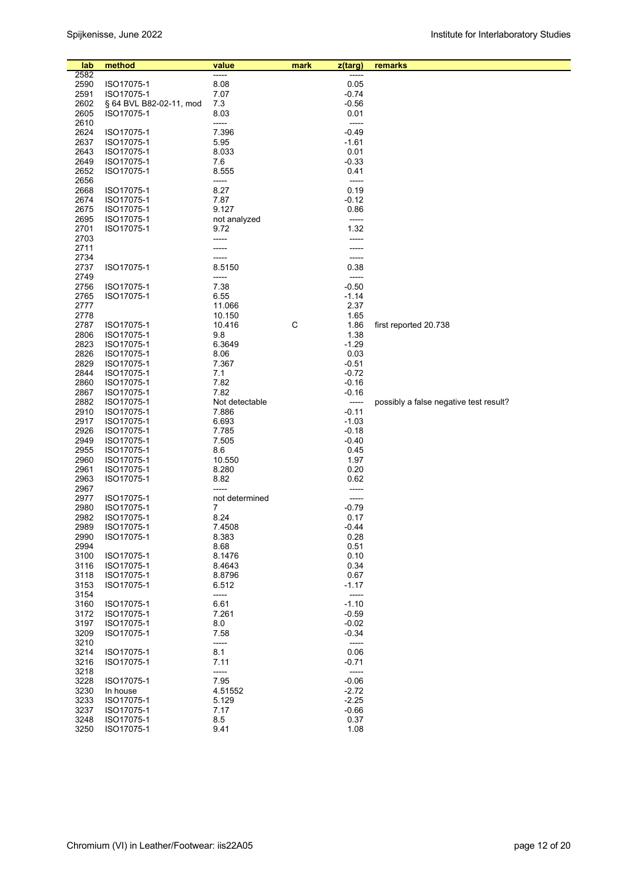| lab | method | value | mark | z(targ) | remarks |
|---|---|---|---|---|---|
| 2582 | | ----- | | ----- | |
| 2590 | ISO17075-1 | 8.08 | | 0.05 | |
| 2591 | ISO17075-1 | 7.07 | | -0.74 | |
| 2602 | § 64 BVL B82-02-11, mod | 7.3 | | -0.56 | |
| 2605 | ISO17075-1 | 8.03 | | 0.01 | |
| 2610 | | ----- | | ----- | |
| 2624 | ISO17075-1 | 7.396 | | -0.49 | |
| 2637 | ISO17075-1 | 5.95 | | -1.61 | |
| 2643 | ISO17075-1 | 8.033 | | 0.01 | |
| 2649 | ISO17075-1 | 7.6 | | -0.33 | |
| 2652 | ISO17075-1 | 8.555 | | 0.41 | |
| 2656 | | ----- | | ----- | |
| 2668 | ISO17075-1 | 8.27 | | 0.19 | |
| 2674 | ISO17075-1 | 7.87 | | -0.12 | |
| 2675 | ISO17075-1 | 9.127 | | 0.86 | |
| 2695 | ISO17075-1 | not analyzed | | ----- | |
| 2701 | ISO17075-1 | 9.72 | | 1.32 | |
| 2703 | | ----- | | ----- | |
| 2711 | | ----- | | ----- | |
| 2734 | | ----- | | ----- | |
| 2737 | ISO17075-1 | 8.5150 | | 0.38 | |
| 2749 | | ----- | | ----- | |
| 2756 | ISO17075-1 | 7.38 | | -0.50 | |
| 2765 | ISO17075-1 | 6.55 | | -1.14 | |
| 2777 | | 11.066 | | 2.37 | |
| 2778 | | 10.150 | | 1.65 | |
| 2787 | ISO17075-1 | 10.416 | C | 1.86 | first reported 20.738 |
| 2806 | ISO17075-1 | 9.8 | | 1.38 | |
| 2823 | ISO17075-1 | 6.3649 | | -1.29 | |
| 2826 | ISO17075-1 | 8.06 | | 0.03 | |
| 2829 | ISO17075-1 | 7.367 | | -0.51 | |
| 2844 | ISO17075-1 | 7.1 | | -0.72 | |
| 2860 | ISO17075-1 | 7.82 | | -0.16 | |
| 2867 | ISO17075-1 | 7.82 | | -0.16 | |
| 2882 | ISO17075-1 | Not detectable | | ----- | possibly a false negative test result? |
| 2910 | ISO17075-1 | 7.886 | | -0.11 | |
| 2917 | ISO17075-1 | 6.693 | | -1.03 | |
| 2926 | ISO17075-1 | 7.785 | | -0.18 | |
| 2949 | ISO17075-1 | 7.505 | | -0.40 | |
| 2955 | ISO17075-1 | 8.6 | | 0.45 | |
| 2960 | ISO17075-1 | 10.550 | | 1.97 | |
| 2961 | ISO17075-1 | 8.280 | | 0.20 | |
| 2963 | ISO17075-1 | 8.82 | | 0.62 | |
| 2967 | | ----- | | ----- | |
| 2977 | ISO17075-1 | not determined | | ----- | |
| 2980 | ISO17075-1 | 7 | | -0.79 | |
| 2982 | ISO17075-1 | 8.24 | | 0.17 | |
| 2989 | ISO17075-1 | 7.4508 | | -0.44 | |
| 2990 | ISO17075-1 | 8.383 | | 0.28 | |
| 2994 | | 8.68 | | 0.51 | |
| 3100 | ISO17075-1 | 8.1476 | | 0.10 | |
| 3116 | ISO17075-1 | 8.4643 | | 0.34 | |
| 3118 | ISO17075-1 | 8.8796 | | 0.67 | |
| 3153 | ISO17075-1 | 6.512 | | -1.17 | |
| 3154 | | ----- | | ----- | |
| 3160 | ISO17075-1 | 6.61 | | -1.10 | |
| 3172 | ISO17075-1 | 7.261 | | -0.59 | |
| 3197 | ISO17075-1 | 8.0 | | -0.02 | |
| 3209 | ISO17075-1 | 7.58 | | -0.34 | |
| 3210 | | ----- | | ----- | |
| 3214 | ISO17075-1 | 8.1 | | 0.06 | |
| 3216 | ISO17075-1 | 7.11 | | -0.71 | |
| 3218 | | ----- | | ----- | |
| 3228 | ISO17075-1 | 7.95 | | -0.06 | |
| 3230 | In house | 4.51552 | | -2.72 | |
| 3233 | ISO17075-1 | 5.129 | | -2.25 | |
| 3237 | ISO17075-1 | 7.17 | | -0.66 | |
| 3248 | ISO17075-1 | 8.5 | | 0.37 | |
| 3250 | ISO17075-1 | 9.41 | | 1.08 | |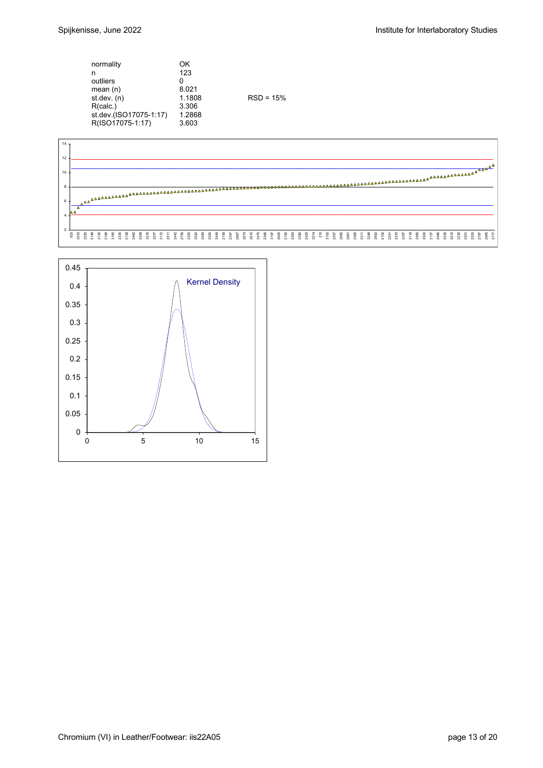| | | |
|---|---|---|
| normality | OK | |
| n | 123 | |
| outliers | 0 | |
| mean (n) | 8.021 | |
| st.dev. (n) | 1.1808 | RSD = 15% |
| R(calc.) | 3.306 | |
| st.dev.(ISO17075-1:17) | 1.2868 | |
| R(ISO17075-1:17) | 3.603 | |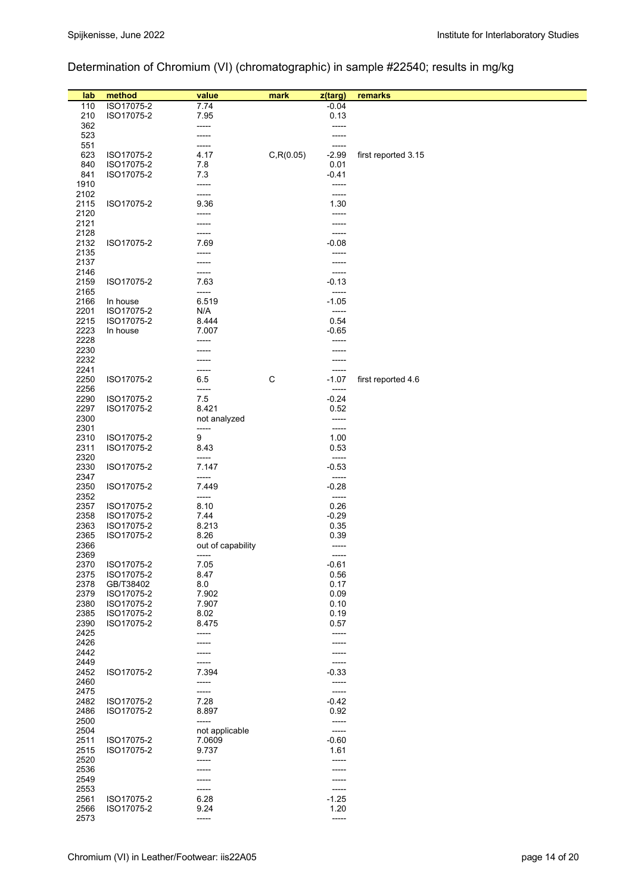Determination of Chromium (VI) (chromatographic) in sample #22540; results in mg/kg

| lab | method | value | mark | z(targ) | remarks |
|---|---|---|---|---|---|
| 110 | ISO17075-2 | 7.74 | | -0.04 | |
| 210 | ISO17075-2 | 7.95 | | 0.13 | |
| 362 | | ----- | | ----- | |
| 523 | | ----- | | ----- | |
| 551 | | ----- | | ----- | |
| 623 | ISO17075-2 | 4.17 | C,R(0.05) | -2.99 | first reported 3.15 |
| 840 | ISO17075-2 | 7.8 | | 0.01 | |
| 841 | ISO17075-2 | 7.3 | | -0.41 | |
| 1910 | | ----- | | ----- | |
| 2102 | | ----- | | ----- | |
| 2115 | ISO17075-2 | 9.36 | | 1.30 | |
| 2120 | | ----- | | ----- | |
| 2121 | | ----- | | ----- | |
| 2128 | | ----- | | ----- | |
| 2132 | ISO17075-2 | 7.69 | | -0.08 | |
| 2135 | | ----- | | ----- | |
| 2137 | | ----- | | ----- | |
| 2146 | | ----- | | ----- | |
| 2159 | ISO17075-2 | 7.63 | | -0.13 | |
| 2165 | | ----- | | ----- | |
| 2166 | In house | 6.519 | | -1.05 | |
| 2201 | ISO17075-2 | N/A | | ----- | |
| 2215 | ISO17075-2 | 8.444 | | 0.54 | |
| 2223 | In house | 7.007 | | -0.65 | |
| 2228 | | ----- | | ----- | |
| 2230 | | ----- | | ----- | |
| 2232 | | ----- | | ----- | |
| 2241 | | ----- | | ----- | |
| 2250 | ISO17075-2 | 6.5 | C | -1.07 | first reported 4.6 |
| 2256 | | ----- | | ----- | |
| 2290 | ISO17075-2 | 7.5 | | -0.24 | |
| 2297 | ISO17075-2 | 8.421 | | 0.52 | |
| 2300 | | not analyzed | | ----- | |
| 2301 | | ----- | | ----- | |
| 2310 | ISO17075-2 | 9 | | 1.00 | |
| 2311 | ISO17075-2 | 8.43 | | 0.53 | |
| 2320 | | ----- | | ----- | |
| 2330 | ISO17075-2 | 7.147 | | -0.53 | |
| 2347 | | ----- | | ----- | |
| 2350 | ISO17075-2 | 7.449 | | -0.28 | |
| 2352 | | ----- | | ----- | |
| 2357 | ISO17075-2 | 8.10 | | 0.26 | |
| 2358 | ISO17075-2 | 7.44 | | -0.29 | |
| 2363 | ISO17075-2 | 8.213 | | 0.35 | |
| 2365 | ISO17075-2 | 8.26 | | 0.39 | |
| 2366 | | out of capability | | ----- | |
| 2369 | | ----- | | ----- | |
| 2370 | ISO17075-2 | 7.05 | | -0.61 | |
| 2375 | ISO17075-2 | 8.47 | | 0.56 | |
| 2378 | GB/T38402 | 8.0 | | 0.17 | |
| 2379 | ISO17075-2 | 7.902 | | 0.09 | |
| 2380 | ISO17075-2 | 7.907 | | 0.10 | |
| 2385 | ISO17075-2 | 8.02 | | 0.19 | |
| 2390 | ISO17075-2 | 8.475 | | 0.57 | |
| 2425 | | ----- | | ----- | |
| 2426 | | ----- | | ----- | |
| 2442 | | ----- | | ----- | |
| 2449 | | ----- | | ----- | |
| 2452 | ISO17075-2 | 7.394 | | -0.33 | |
| 2460 | | ----- | | ----- | |
| 2475 | | ----- | | ----- | |
| 2482 | ISO17075-2 | 7.28 | | -0.42 | |
| 2486 | ISO17075-2 | 8.897 | | 0.92 | |
| 2500 | | ----- | | ----- | |
| 2504 | | not applicable | | ----- | |
| 2511 | ISO17075-2 | 7.0609 | | -0.60 | |
| 2515 | ISO17075-2 | 9.737 | | 1.61 | |
| 2520 | | ----- | | ----- | |
| 2536 | | ----- | | ----- | |
| 2549 | | ----- | | ----- | |
| 2553 | | ----- | | ----- | |
| 2561 | ISO17075-2 | 6.28 | | -1.25 | |
| 2566 | ISO17075-2 | 9.24 | | 1.20 | |
| 2573 | | ----- | | ----- | |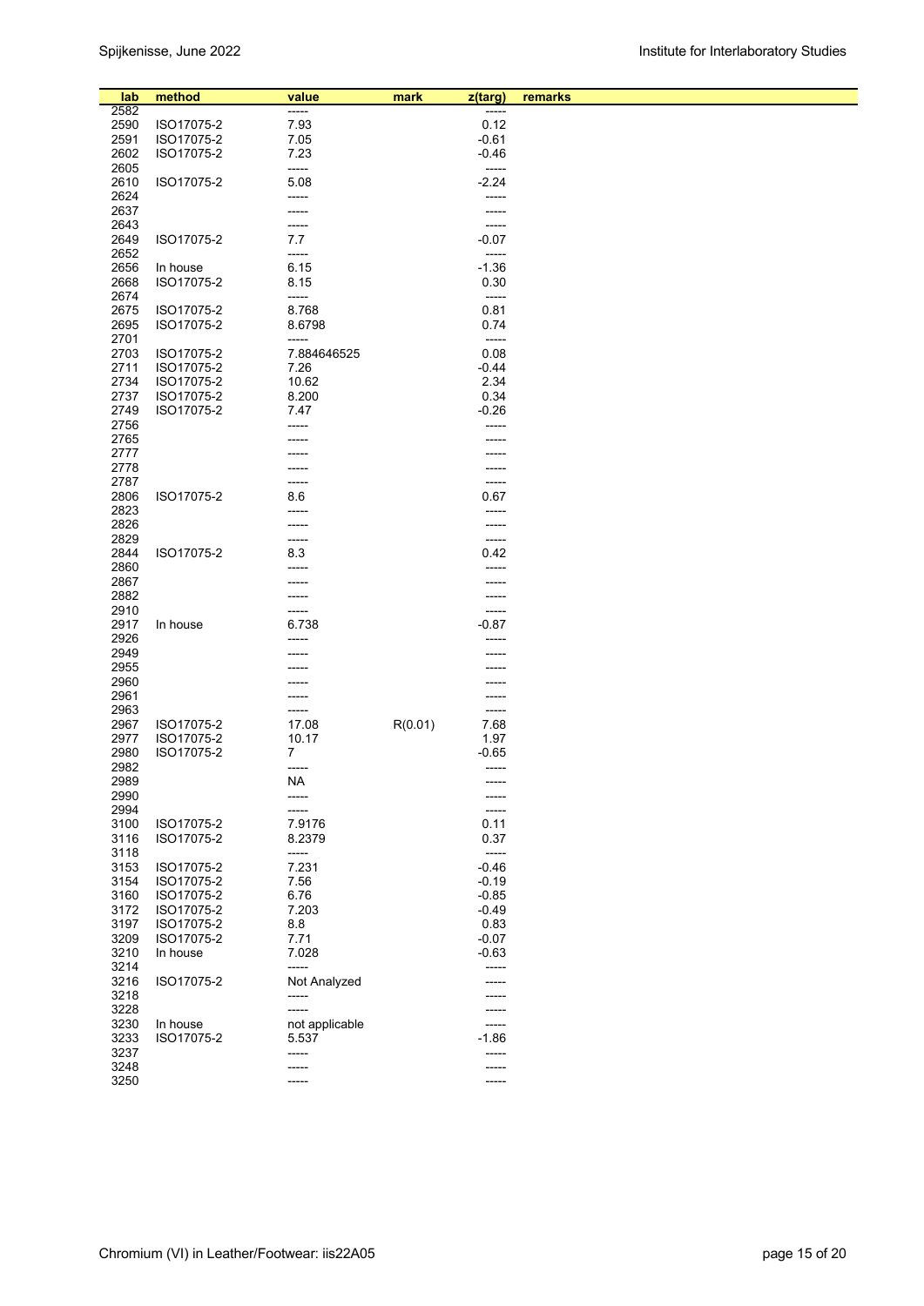| lab | method | value | mark | z(targ) | remarks |
|---|---|---|---|---|---|
| 2582 | | ----- | | ----- | |
| 2590 | ISO17075-2 | 7.93 | | 0.12 | |
| 2591 | ISO17075-2 | 7.05 | | -0.61 | |
| 2602 | ISO17075-2 | 7.23 | | -0.46 | |
| 2605 | | ----- | | ----- | |
| 2610 | ISO17075-2 | 5.08 | | -2.24 | |
| 2624 | | ----- | | ----- | |
| 2637 | | ----- | | ----- | |
| 2643 | | ----- | | ----- | |
| 2649 | ISO17075-2 | 7.7 | | -0.07 | |
| 2652 | | ----- | | ----- | |
| 2656 | In house | 6.15 | | -1.36 | |
| 2668 | ISO17075-2 | 8.15 | | 0.30 | |
| 2674 | | ----- | | ----- | |
| 2675 | ISO17075-2 | 8.768 | | 0.81 | |
| 2695 | ISO17075-2 | 8.6798 | | 0.74 | |
| 2701 | | ----- | | ----- | |
| 2703 | ISO17075-2 | 7.884646525 | | 0.08 | |
| 2711 | ISO17075-2 | 7.26 | | -0.44 | |
| 2734 | ISO17075-2 | 10.62 | | 2.34 | |
| 2737 | ISO17075-2 | 8.200 | | 0.34 | |
| 2749 | ISO17075-2 | 7.47 | | -0.26 | |
| 2756 | | ----- | | ----- | |
| 2765 | | ----- | | ----- | |
| 2777 | | ----- | | ----- | |
| 2778 | | ----- | | ----- | |
| 2787 | | ----- | | ----- | |
| 2806 | ISO17075-2 | 8.6 | | 0.67 | |
| 2823 | | ----- | | ----- | |
| 2826 | | ----- | | ----- | |
| 2829 | | ----- | | ----- | |
| 2844 | ISO17075-2 | 8.3 | | 0.42 | |
| 2860 | | ----- | | ----- | |
| 2867 | | ----- | | ----- | |
| 2882 | | ----- | | ----- | |
| 2910 | | ----- | | ----- | |
| 2917 | In house | 6.738 | | -0.87 | |
| 2926 | | ----- | | ----- | |
| 2949 | | ----- | | ----- | |
| 2955 | | ----- | | ----- | |
| 2960 | | ----- | | ----- | |
| 2961 | | ----- | | ----- | |
| 2963 | | ----- | | ----- | |
| 2967 | ISO17075-2 | 17.08 | R(0.01) | 7.68 | |
| 2977 | ISO17075-2 | 10.17 | | 1.97 | |
| 2980 | ISO17075-2 | 7 | | -0.65 | |
| 2982 | | ----- | | ----- | |
| 2989 | | NA | | ----- | |
| 2990 | | ----- | | ----- | |
| 2994 | | ----- | | ----- | |
| 3100 | ISO17075-2 | 7.9176 | | 0.11 | |
| 3116 | ISO17075-2 | 8.2379 | | 0.37 | |
| 3118 | | ----- | | ----- | |
| 3153 | ISO17075-2 | 7.231 | | -0.46 | |
| 3154 | ISO17075-2 | 7.56 | | -0.19 | |
| 3160 | ISO17075-2 | 6.76 | | -0.85 | |
| 3172 | ISO17075-2 | 7.203 | | -0.49 | |
| 3197 | ISO17075-2 | 8.8 | | 0.83 | |
| 3209 | ISO17075-2 | 7.71 | | -0.07 | |
| 3210 | In house | 7.028 | | -0.63 | |
| 3214 | | ----- | | ----- | |
| 3216 | ISO17075-2 | Not Analyzed | | ----- | |
| 3218 | | ----- | | ----- | |
| 3228 | | ----- | | ----- | |
| 3230 | In house | not applicable | | ----- | |
| 3233 | ISO17075-2 | 5.537 | | -1.86 | |
| 3237 | | ----- | | ----- | |
| 3248 | | ----- | | ----- | |
| 3250 | | ----- | | ----- | |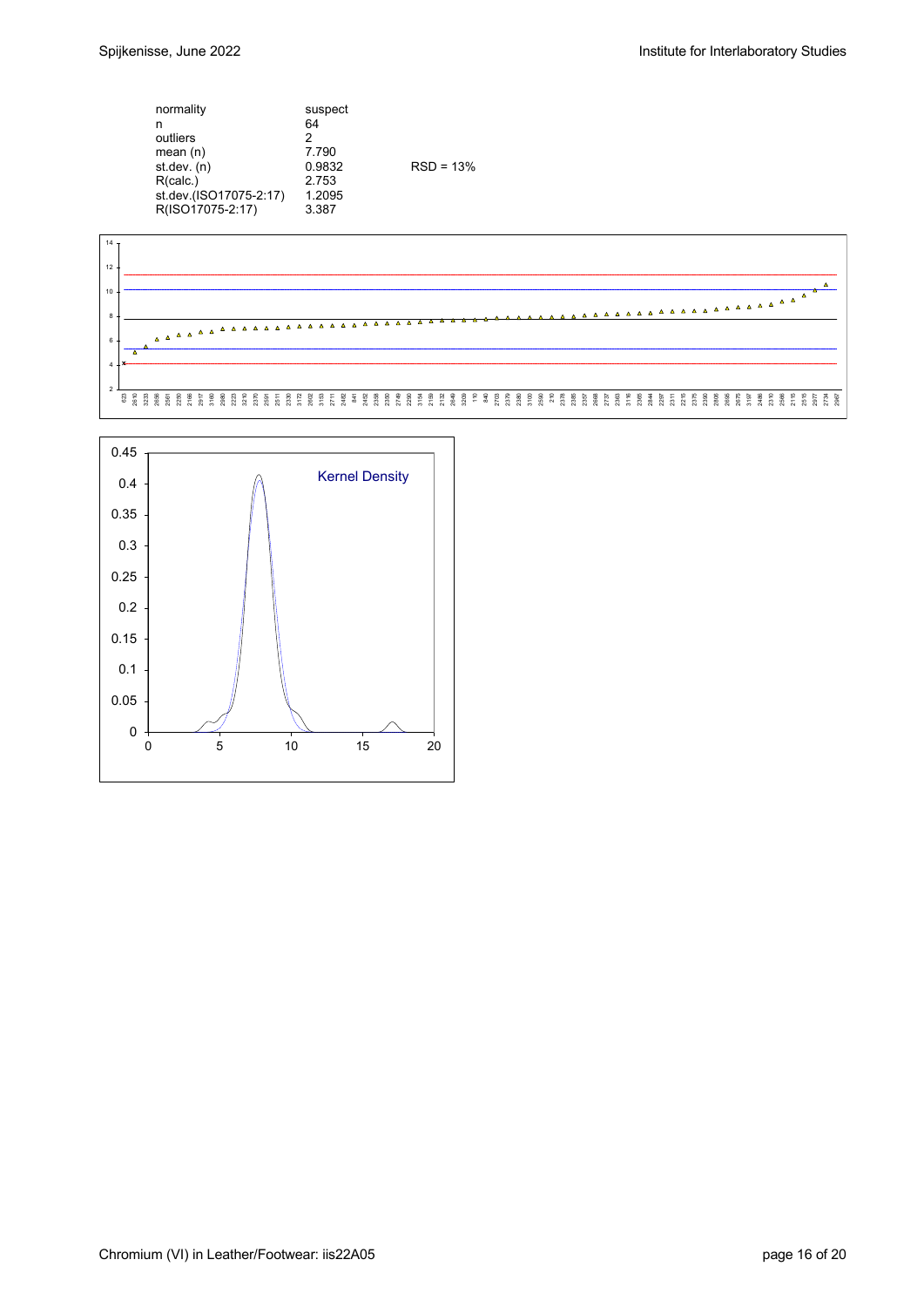| | | |
|---|---|---|
| normality | suspect | |
| n | 64 | |
| outliers | 2 | |
| mean (n) | 7.790 | |
| st.dev. (n) | 0.9832 | RSD = 13% |
| R(calc.) | 2.753 | |
| st.dev.(ISO17075-2:17) | 1.2095 | |
| R(ISO17075-2:17) | 3.387 | |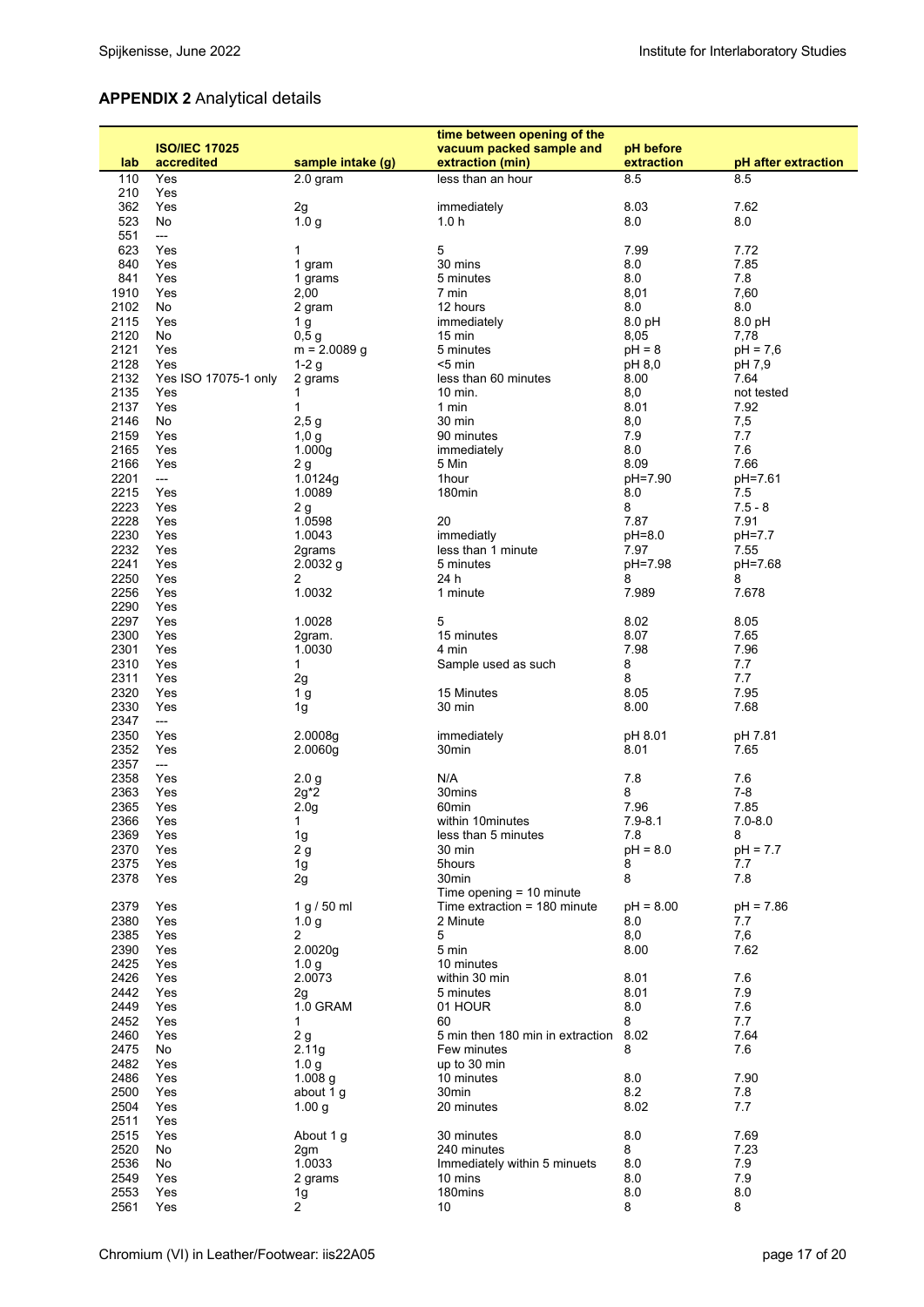## APPENDIX 2 Analytical details

| lab | ISO/IEC 17025 accredited | sample intake (g) | time between opening of the vacuum packed sample and extraction (min) | pH before extraction | pH after extraction |
|---|---|---|---|---|---|
| 110 | Yes | 2.0 gram | less than an hour | 8.5 | 8.5 |
| 210 | Yes | | | | |
| 362 | Yes | 2g | immediately | 8.03 | 7.62 |
| 523 | No | 1.0 g | 1.0 h | 8.0 | 8.0 |
| 551 | --- | | | | |
| 623 | Yes | 1 | 5 | 7.99 | 7.72 |
| 840 | Yes | 1 gram | 30 mins | 8.0 | 7.85 |
| 841 | Yes | 1 grams | 5 minutes | 8.0 | 7.8 |
| 1910 | Yes | 2,00 | 7 min | 8,01 | 7,60 |
| 2102 | No | 2 gram | 12 hours | 8.0 | 8.0 |
| 2115 | Yes | 1 g | immediately | 8.0 pH | 8.0 pH |
| 2120 | No | 0,5 g | 15 min | 8,05 | 7,78 |
| 2121 | Yes | m = 2.0089 g | 5 minutes | pH = 8 | pH = 7,6 |
| 2128 | Yes | 1-2 g | <5 min | pH 8,0 | pH 7,9 |
| 2132 | Yes ISO 17075-1 only | 2 grams | less than 60 minutes | 8.00 | 7.64 |
| 2135 | Yes | 1 | 10 min. | 8,0 | not tested |
| 2137 | Yes | 1 | 1 min | 8.01 | 7.92 |
| 2146 | No | 2,5 g | 30 min | 8,0 | 7,5 |
| 2159 | Yes | 1,0 g | 90 minutes | 7.9 | 7.7 |
| 2165 | Yes | 1.000g | immediately | 8.0 | 7.6 |
| 2166 | Yes | 2 g | 5 Min | 8.09 | 7.66 |
| 2201 | --- | 1.0124g | 1hour | pH=7.90 | pH=7.61 |
| 2215 | Yes | 1.0089 | 180min | 8.0 | 7.5 |
| 2223 | Yes | 2 g | | 8 | 7.5 - 8 |
| 2228 | Yes | 1.0598 | 20 | 7.87 | 7.91 |
| 2230 | Yes | 1.0043 | immediatly | pH=8.0 | pH=7.7 |
| 2232 | Yes | 2grams | less than 1 minute | 7.97 | 7.55 |
| 2241 | Yes | 2.0032 g | 5 minutes | pH=7.98 | pH=7.68 |
| 2250 | Yes | 2 | 24 h | 8 | 8 |
| 2256 | Yes | 1.0032 | 1 minute | 7.989 | 7.678 |
| 2290 | Yes | | | | |
| 2297 | Yes | 1.0028 | 5 | 8.02 | 8.05 |
| 2300 | Yes | 2gram. | 15 minutes | 8.07 | 7.65 |
| 2301 | Yes | 1.0030 | 4 min | 7.98 | 7.96 |
| 2310 | Yes | 1 | Sample used as such | 8 | 7.7 |
| 2311 | Yes | 2g | | 8 | 7.7 |
| 2320 | Yes | 1 g | 15 Minutes | 8.05 | 7.95 |
| 2330 | Yes | 1g | 30 min | 8.00 | 7.68 |
| 2347 | --- | | | | |
| 2350 | Yes | 2.0008g | immediately | pH 8.01 | pH 7.81 |
| 2352 | Yes | 2.0060g | 30min | 8.01 | 7.65 |
| 2357 | --- | | | | |
| 2358 | Yes | 2.0 g | N/A | 7.8 | 7.6 |
| 2363 | Yes | 2g*2 | 30mins | 8 | 7-8 |
| 2365 | Yes | 2.0g | 60min | 7.96 | 7.85 |
| 2366 | Yes | 1 | within 10minutes | 7.9-8.1 | 7.0-8.0 |
| 2369 | Yes | 1g | less than 5 minutes | 7.8 | 8 |
| 2370 | Yes | 2 g | 30 min | pH = 8.0 | pH = 7.7 |
| 2375 | Yes | 1g | 5hours | 8 | 7.7 |
| 2378 | Yes | 2g | 30min | 8 | 7.8 |
| 2379 | Yes | 1 g / 50 ml | Time opening = 10 minute Time extraction = 180 minute | pH = 8.00 | pH = 7.86 |
| 2380 | Yes | 1.0 g | 2 Minute | 8.0 | 7.7 |
| 2385 | Yes | 2 | 5 | 8,0 | 7,6 |
| 2390 | Yes | 2.0020g | 5 min | 8.00 | 7.62 |
| 2425 | Yes | 1.0 g | 10 minutes | | |
| 2426 | Yes | 2.0073 | within 30 min | 8.01 | 7.6 |
| 2442 | Yes | 2g | 5 minutes | 8.01 | 7.9 |
| 2449 | Yes | 1.0 GRAM | 01 HOUR | 8.0 | 7.6 |
| 2452 | Yes | 1 | 60 | 8 | 7.7 |
| 2460 | Yes | 2 g | 5 min then 180 min in extraction | 8.02 | 7.64 |
| 2475 | No | 2.11g | Few minutes | 8 | 7.6 |
| 2482 | Yes | 1.0 g | up to 30 min | | |
| 2486 | Yes | 1.008 g | 10 minutes | 8.0 | 7.90 |
| 2500 | Yes | about 1 g | 30min | 8.2 | 7.8 |
| 2504 | Yes | 1.00 g | 20 minutes | 8.02 | 7.7 |
| 2511 | Yes | | | | |
| 2515 | Yes | About 1 g | 30 minutes | 8.0 | 7.69 |
| 2520 | No | 2gm | 240 minutes | 8 | 7.23 |
| 2536 | No | 1.0033 | Immediately within 5 minuets | 8.0 | 7.9 |
| 2549 | Yes | 2 grams | 10 mins | 8.0 | 7.9 |
| 2553 | Yes | 1g | 180mins | 8.0 | 8.0 |
| 2561 | Yes | 2 | 10 | 8 | 8 |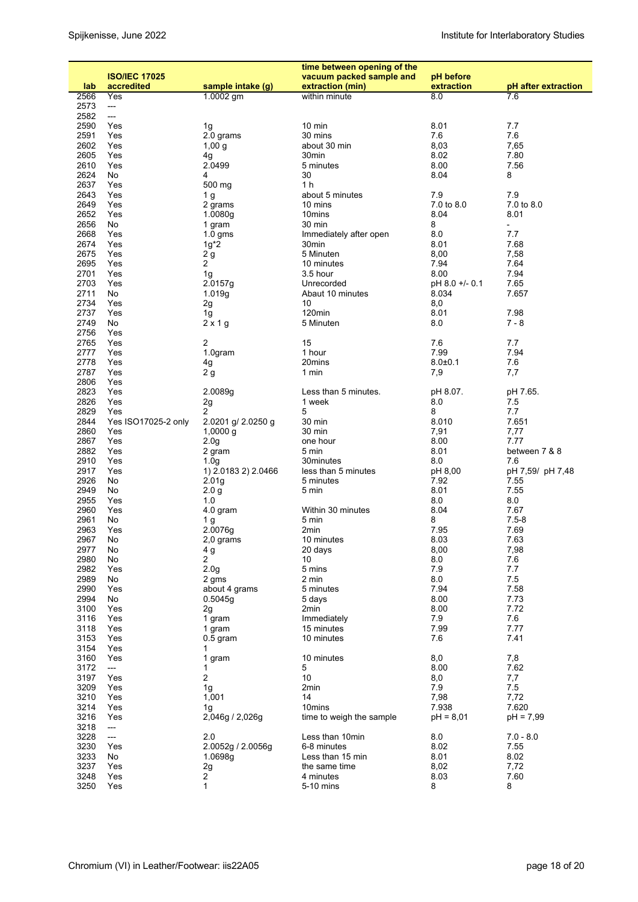| lab | ISO/IEC 17025 accredited | sample intake (g) | time between opening of the vacuum packed sample and extraction (min) | pH before extraction | pH after extraction |
|---|---|---|---|---|---|
| 2566 | Yes | 1.0002 gm | within minute | 8.0 | 7.6 |
| 2573 | --- | | | | |
| 2582 | --- | | | | |
| 2590 | Yes | 1g | 10 min | 8.01 | 7.7 |
| 2591 | Yes | 2.0 grams | 30 mins | 7.6 | 7.6 |
| 2602 | Yes | 1,00 g | about 30 min | 8,03 | 7,65 |
| 2605 | Yes | 4g | 30min | 8.02 | 7.80 |
| 2610 | Yes | 2.0499 | 5 minutes | 8.00 | 7.56 |
| 2624 | No | 4 | 30 | 8.04 | 8 |
| 2637 | Yes | 500 mg | 1 h | | |
| 2643 | Yes | 1 g | about 5 minutes | 7.9 | 7.9 |
| 2649 | Yes | 2 grams | 10 mins | 7.0 to 8.0 | 7.0 to 8.0 |
| 2652 | Yes | 1.0080g | 10mins | 8.04 | 8.01 |
| 2656 | No | 1 gram | 30 min | 8 | - |
| 2668 | Yes | 1.0 gms | Immediately after open | 8.0 | 7.7 |
| 2674 | Yes | 1g*2 | 30min | 8.01 | 7.68 |
| 2675 | Yes | 2 g | 5 Minuten | 8,00 | 7,58 |
| 2695 | Yes | 2 | 10 minutes | 7.94 | 7.64 |
| 2701 | Yes | 1g | 3.5 hour | 8.00 | 7.94 |
| 2703 | Yes | 2.0157g | Unrecorded | pH 8.0 +/- 0.1 | 7.65 |
| 2711 | No | 1.019g | Abaut 10 minutes | 8.034 | 7.657 |
| 2734 | Yes | 2g | 10 | 8,0 | |
| 2737 | Yes | 1g | 120min | 8.01 | 7.98 |
| 2749 | No | 2 x 1 g | 5 Minuten | 8.0 | 7 - 8 |
| 2756 | Yes | | | | |
| 2765 | Yes | 2 | 15 | 7.6 | 7.7 |
| 2777 | Yes | 1.0gram | 1 hour | 7.99 | 7.94 |
| 2778 | Yes | 4g | 20mins | 8.0±0.1 | 7.6 |
| 2787 | Yes | 2 g | 1 min | 7,9 | 7,7 |
| 2806 | Yes | | | | |
| 2823 | Yes | 2.0089g | Less than 5 minutes. | pH 8.07. | pH 7.65. |
| 2826 | Yes | 2g | 1 week | 8.0 | 7.5 |
| 2829 | Yes | 2 | 5 | 8 | 7.7 |
| 2844 | Yes ISO17025-2 only | 2.0201 g/ 2.0250 g | 30 min | 8.010 | 7.651 |
| 2860 | Yes | 1,0000 g | 30 min | 7,91 | 7,77 |
| 2867 | Yes | 2.0g | one hour | 8.00 | 7.77 |
| 2882 | Yes | 2 gram | 5 min | 8.01 | between 7 & 8 |
| 2910 | Yes | 1.0g | 30minutes | 8.0 | 7.6 |
| 2917 | Yes | 1) 2.0183 2) 2.0466 | less than 5 minutes | pH 8,00 | pH 7,59/ pH 7,48 |
| 2926 | No | 2.01g | 5 minutes | 7.92 | 7.55 |
| 2949 | No | 2.0 g | 5 min | 8.01 | 7.55 |
| 2955 | Yes | 1.0 | | 8.0 | 8.0 |
| 2960 | Yes | 4.0 gram | Within 30 minutes | 8.04 | 7.67 |
| 2961 | No | 1 g | 5 min | 8 | 7.5-8 |
| 2963 | Yes | 2.0076g | 2min | 7.95 | 7.69 |
| 2967 | No | 2,0 grams | 10 minutes | 8.03 | 7.63 |
| 2977 | No | 4 g | 20 days | 8,00 | 7,98 |
| 2980 | No | 2 | 10 | 8.0 | 7.6 |
| 2982 | Yes | 2.0g | 5 mins | 7.9 | 7.7 |
| 2989 | No | 2 gms | 2 min | 8.0 | 7.5 |
| 2990 | Yes | about 4 grams | 5 minutes | 7.94 | 7.58 |
| 2994 | No | 0.5045g | 5 days | 8.00 | 7.73 |
| 3100 | Yes | 2g | 2min | 8.00 | 7.72 |
| 3116 | Yes | 1 gram | Immediately | 7.9 | 7.6 |
| 3118 | Yes | 1 gram | 15 minutes | 7.99 | 7.77 |
| 3153 | Yes | 0.5 gram | 10 minutes | 7.6 | 7.41 |
| 3154 | Yes | 1 | | | |
| 3160 | Yes | 1 gram | 10 minutes | 8,0 | 7,8 |
| 3172 | --- | 1 | 5 | 8.00 | 7.62 |
| 3197 | Yes | 2 | 10 | 8,0 | 7,7 |
| 3209 | Yes | 1g | 2min | 7.9 | 7.5 |
| 3210 | Yes | 1,001 | 14 | 7,98 | 7,72 |
| 3214 | Yes | 1g | 10mins | 7.938 | 7.620 |
| 3216 | Yes | 2,046g / 2,026g | time to weigh the sample | pH = 8,01 | pH = 7,99 |
| 3218 | --- | | | | |
| 3228 | --- | 2.0 | Less than 10min | 8.0 | 7.0 - 8.0 |
| 3230 | Yes | 2.0052g / 2.0056g | 6-8 minutes | 8.02 | 7.55 |
| 3233 | No | 1.0698g | Less than 15 min | 8.01 | 8.02 |
| 3237 | Yes | 2g | the same time | 8,02 | 7,72 |
| 3248 | Yes | 2 | 4 minutes | 8.03 | 7.60 |
| 3250 | Yes | 1 | 5-10 mins | 8 | 8 |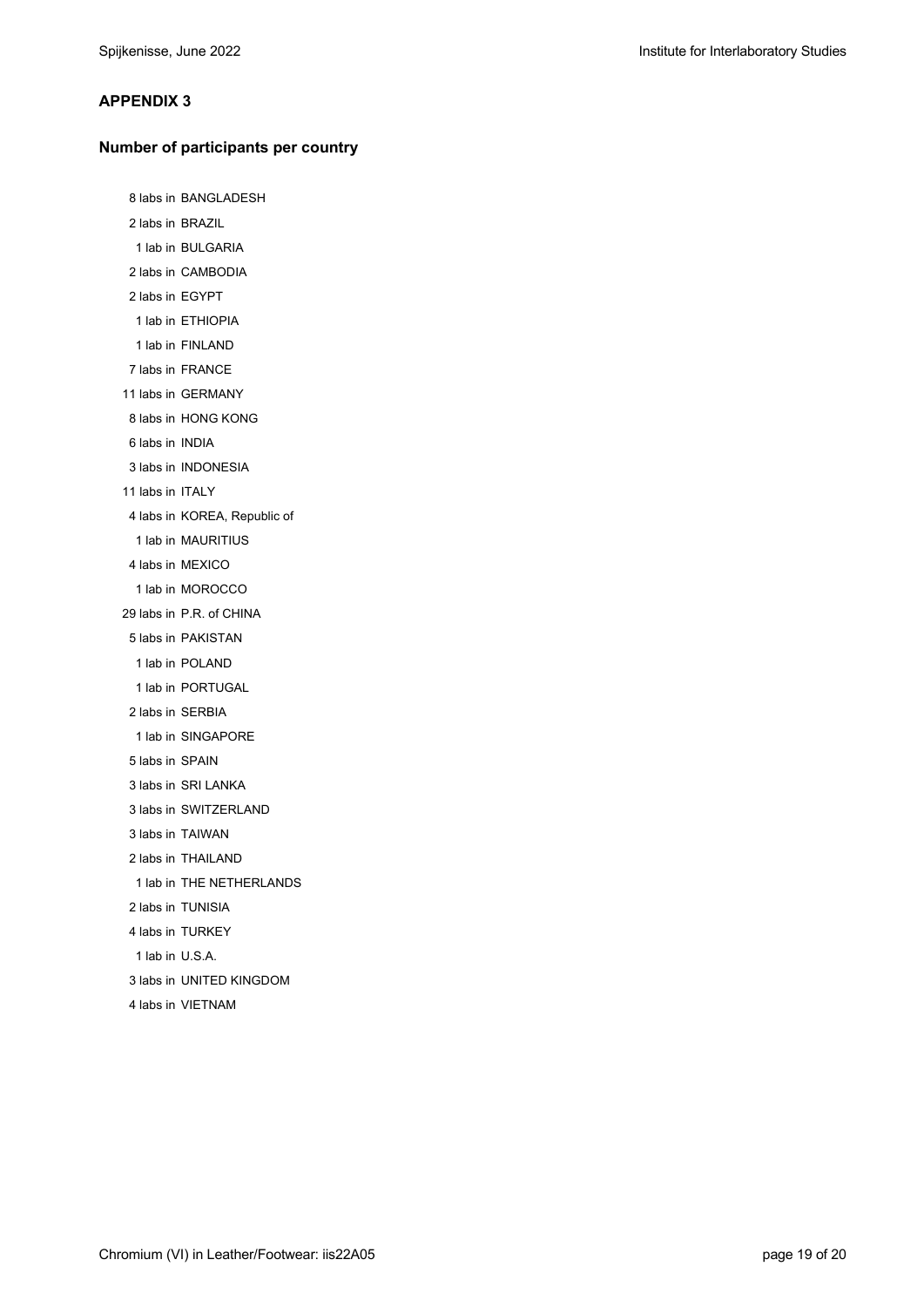## APPENDIX 3

### Number of participants per country

8 labs in BANGLADESH
2 labs in BRAZIL
1 lab in BULGARIA
2 labs in CAMBODIA
2 labs in EGYPT
1 lab in ETHIOPIA
1 lab in FINLAND
7 labs in FRANCE
11 labs in GERMANY
8 labs in HONG KONG
6 labs in INDIA
3 labs in INDONESIA
11 labs in ITALY
4 labs in KOREA, Republic of
1 lab in MAURITIUS
4 labs in MEXICO
1 lab in MOROCCO
29 labs in P.R. of CHINA
5 labs in PAKISTAN
1 lab in POLAND
1 lab in PORTUGAL
2 labs in SERBIA
1 lab in SINGAPORE
5 labs in SPAIN
3 labs in SRI LANKA
3 labs in SWITZERLAND
3 labs in TAIWAN
2 labs in THAILAND
1 lab in THE NETHERLANDS
2 labs in TUNISIA
4 labs in TURKEY
1 lab in U.S.A.
3 labs in UNITED KINGDOM
4 labs in VIETNAM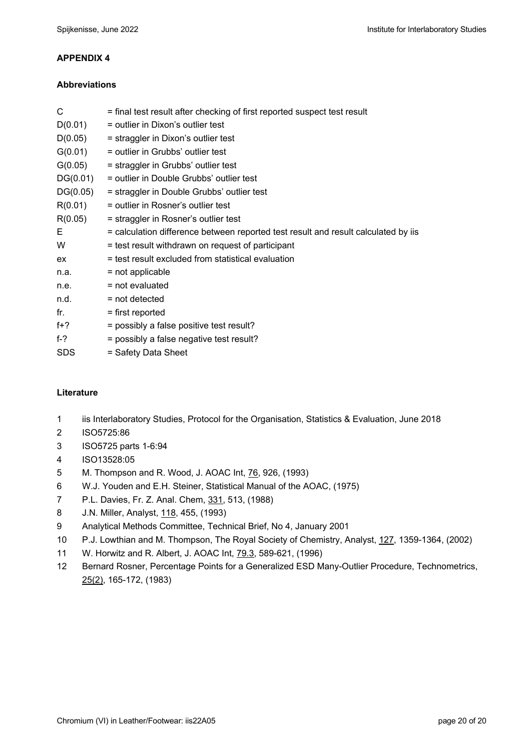**APPENDIX 4**

**Abbreviations**

| | |
|---|---|
| C | = final test result after checking of first reported suspect test result |
| D(0.01) | = outlier in Dixon's outlier test |
| D(0.05) | = straggler in Dixon's outlier test |
| G(0.01) | = outlier in Grubbs' outlier test |
| G(0.05) | = straggler in Grubbs' outlier test |
| DG(0.01) | = outlier in Double Grubbs' outlier test |
| DG(0.05) | = straggler in Double Grubbs' outlier test |
| R(0.01) | = outlier in Rosner's outlier test |
| R(0.05) | = straggler in Rosner's outlier test |
| E | = calculation difference between reported test result and result calculated by iis |
| W | = test result withdrawn on request of participant |
| ex | = test result excluded from statistical evaluation |
| n.a. | = not applicable |
| n.e. | = not evaluated |
| n.d. | = not detected |
| fr. | = first reported |
| f+? | = possibly a false positive test result? |
| f-? | = possibly a false negative test result? |
| SDS | = Safety Data Sheet |

**Literature**

1. iis Interlaboratory Studies, Protocol for the Organisation, Statistics & Evaluation, June 2018
2. ISO5725:86
3. ISO5725 parts 1-6:94
4. ISO13528:05
5. M. Thompson and R. Wood, J. AOAC Int, 76, 926, (1993)
6. W.J. Youden and E.H. Steiner, Statistical Manual of the AOAC, (1975)
7. P.L. Davies, Fr. Z. Anal. Chem, 331, 513, (1988)
8. J.N. Miller, Analyst, 118, 455, (1993)
9. Analytical Methods Committee, Technical Brief, No 4, January 2001
10. P.J. Lowthian and M. Thompson, The Royal Society of Chemistry, Analyst, 127, 1359-1364, (2002)
11. W. Horwitz and R. Albert, J. AOAC Int, 79.3, 589-621, (1996)
12. Bernard Rosner, Percentage Points for a Generalized ESD Many-Outlier Procedure, Technometrics, 25(2), 165-172, (1983)